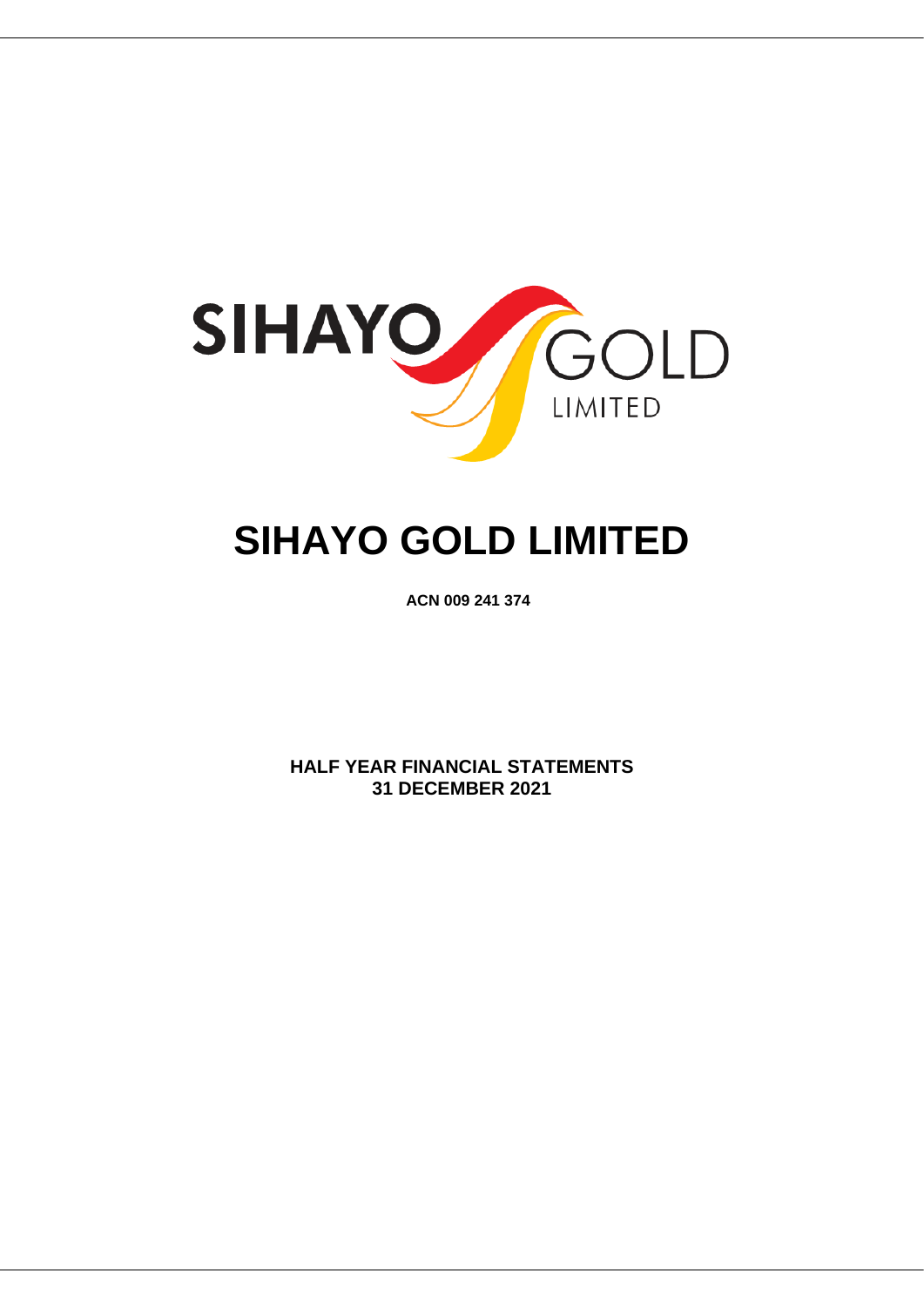# SIHAYO GOLD LIMITED

**ACN 009 241 374**

**HALF YEAR FINANCIAL STATEMENTS**
**31 DECEMBER 2021**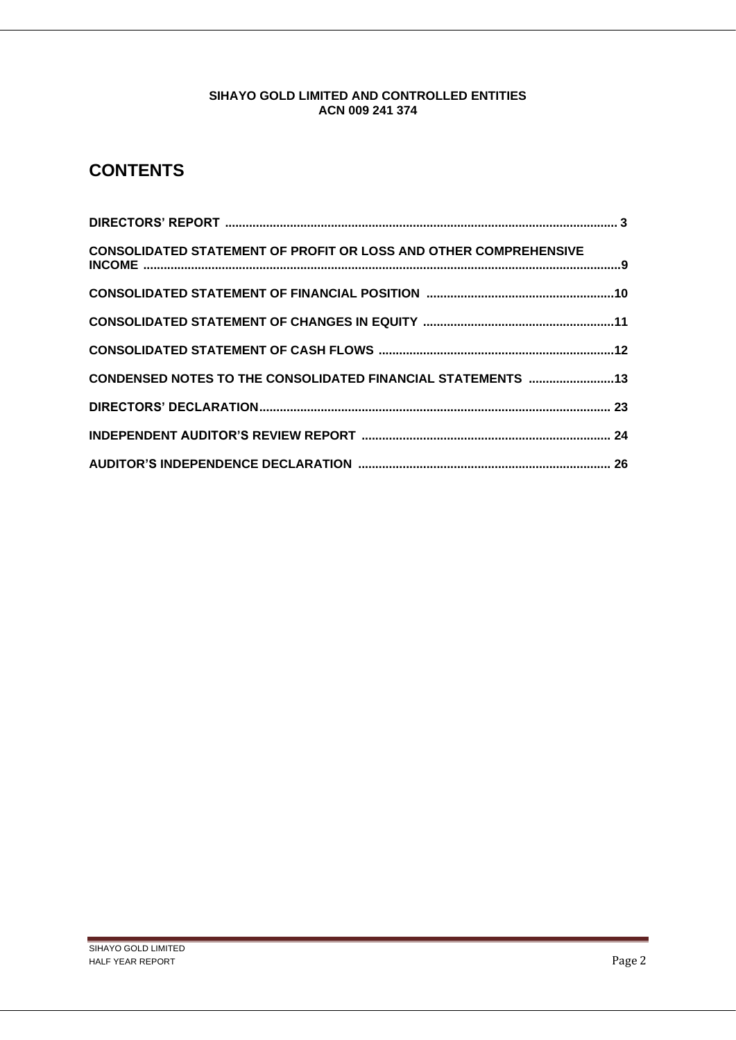**SIHAYO GOLD LIMITED AND CONTROLLED ENTITIES**
**ACN 009 241 374**

# CONTENTS

| | |
|---|---|
| **DIRECTORS' REPORT** | **3** |
| **CONSOLIDATED STATEMENT OF PROFIT OR LOSS AND OTHER COMPREHENSIVE INCOME** | **9** |
| **CONSOLIDATED STATEMENT OF FINANCIAL POSITION** | **10** |
| **CONSOLIDATED STATEMENT OF CHANGES IN EQUITY** | **11** |
| **CONSOLIDATED STATEMENT OF CASH FLOWS** | **12** |
| **CONDENSED NOTES TO THE CONSOLIDATED FINANCIAL STATEMENTS** | **13** |
| **DIRECTORS' DECLARATION** | **23** |
| **INDEPENDENT AUDITOR'S REVIEW REPORT** | **24** |
| **AUDITOR'S INDEPENDENCE DECLARATION** | **26** |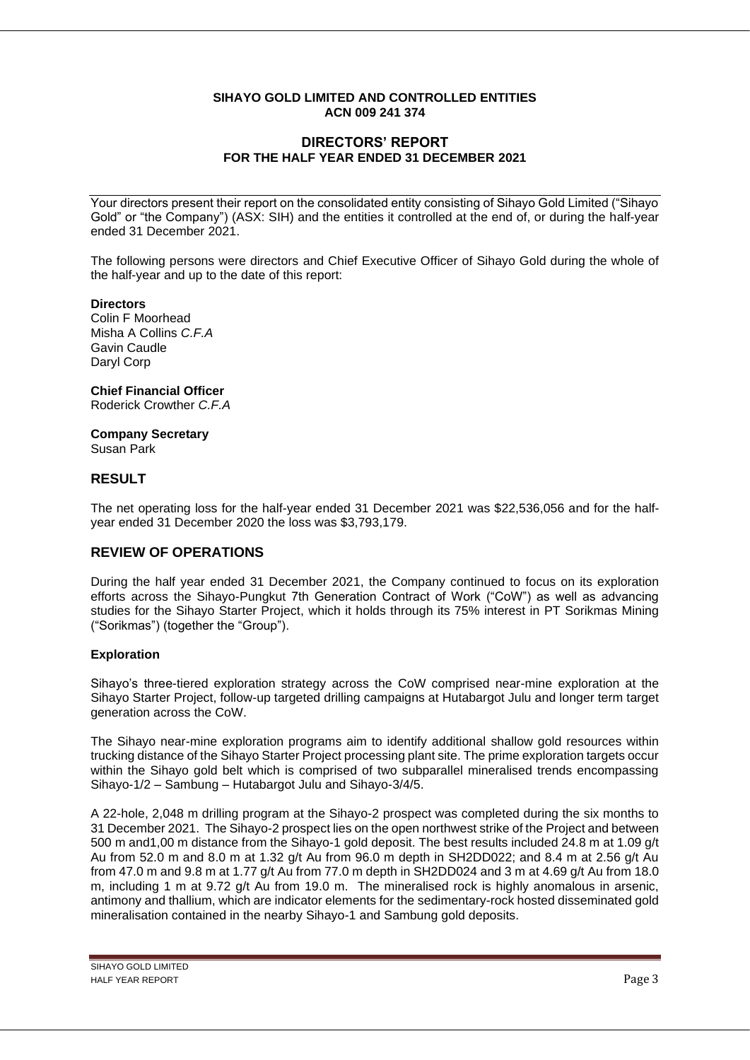**SIHAYO GOLD LIMITED AND CONTROLLED ENTITIES**
**ACN 009 241 374**

## DIRECTORS' REPORT
**FOR THE HALF YEAR ENDED 31 DECEMBER 2021**

Your directors present their report on the consolidated entity consisting of Sihayo Gold Limited ("Sihayo Gold" or "the Company") (ASX: SIH) and the entities it controlled at the end of, or during the half-year ended 31 December 2021.

The following persons were directors and Chief Executive Officer of Sihayo Gold during the whole of the half-year and up to the date of this report:

**Directors**
Colin F Moorhead
Misha A Collins *C.F.A*
Gavin Caudle
Daryl Corp

**Chief Financial Officer**
Roderick Crowther *C.F.A*

**Company Secretary**
Susan Park

## RESULT

The net operating loss for the half-year ended 31 December 2021 was $22,536,056 and for the half-year ended 31 December 2020 the loss was $3,793,179.

## REVIEW OF OPERATIONS

During the half year ended 31 December 2021, the Company continued to focus on its exploration efforts across the Sihayo-Pungkut 7th Generation Contract of Work ("CoW") as well as advancing studies for the Sihayo Starter Project, which it holds through its 75% interest in PT Sorikmas Mining ("Sorikmas") (together the "Group").

### Exploration

Sihayo's three-tiered exploration strategy across the CoW comprised near-mine exploration at the Sihayo Starter Project, follow-up targeted drilling campaigns at Hutabargot Julu and longer term target generation across the CoW.

The Sihayo near-mine exploration programs aim to identify additional shallow gold resources within trucking distance of the Sihayo Starter Project processing plant site. The prime exploration targets occur within the Sihayo gold belt which is comprised of two subparallel mineralised trends encompassing Sihayo-1/2 – Sambung – Hutabargot Julu and Sihayo-3/4/5.

A 22-hole, 2,048 m drilling program at the Sihayo-2 prospect was completed during the six months to 31 December 2021. The Sihayo-2 prospect lies on the open northwest strike of the Project and between 500 m and1,00 m distance from the Sihayo-1 gold deposit. The best results included 24.8 m at 1.09 g/t Au from 52.0 m and 8.0 m at 1.32 g/t Au from 96.0 m depth in SH2DD022; and 8.4 m at 2.56 g/t Au from 47.0 m and 9.8 m at 1.77 g/t Au from 77.0 m depth in SH2DD024 and 3 m at 4.69 g/t Au from 18.0 m, including 1 m at 9.72 g/t Au from 19.0 m. The mineralised rock is highly anomalous in arsenic, antimony and thallium, which are indicator elements for the sedimentary-rock hosted disseminated gold mineralisation contained in the nearby Sihayo-1 and Sambung gold deposits.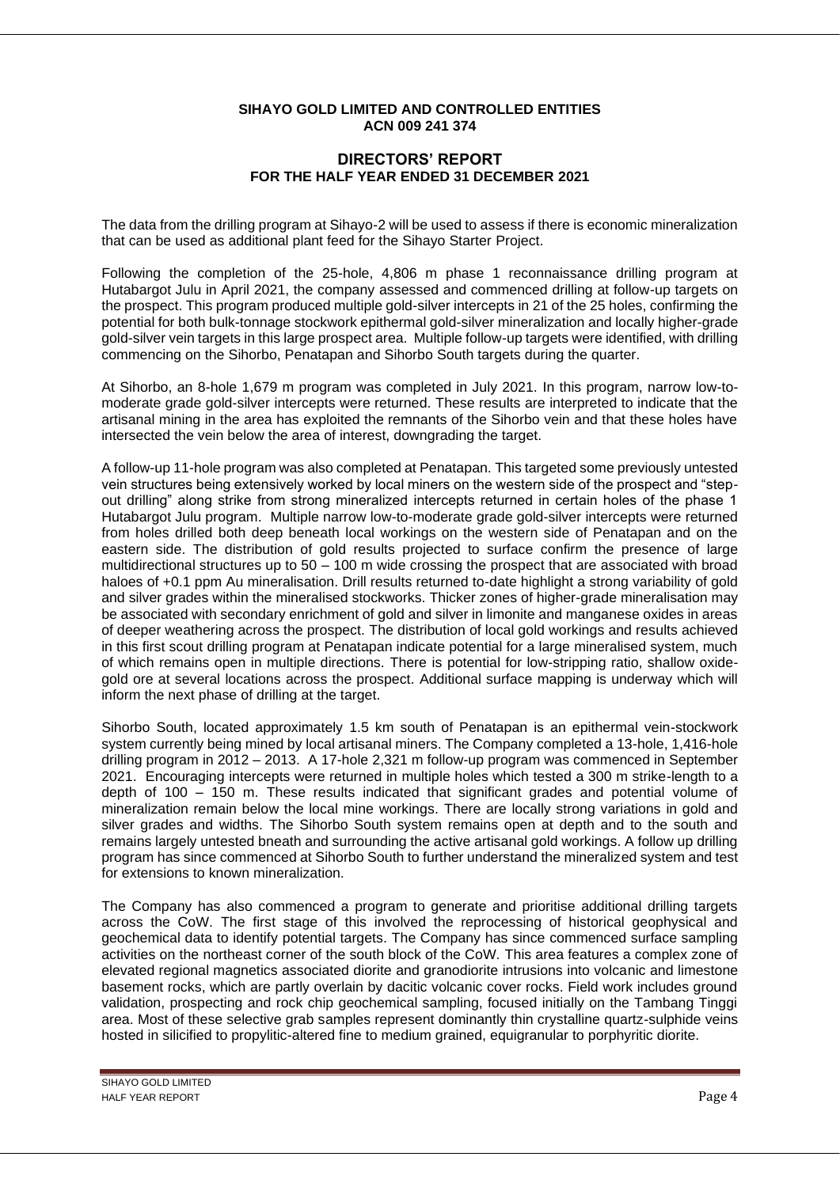**SIHAYO GOLD LIMITED AND CONTROLLED ENTITIES**
**ACN 009 241 374**

## DIRECTORS' REPORT
## FOR THE HALF YEAR ENDED 31 DECEMBER 2021

The data from the drilling program at Sihayo-2 will be used to assess if there is economic mineralization that can be used as additional plant feed for the Sihayo Starter Project.

Following the completion of the 25-hole, 4,806 m phase 1 reconnaissance drilling program at Hutabargot Julu in April 2021, the company assessed and commenced drilling at follow-up targets on the prospect. This program produced multiple gold-silver intercepts in 21 of the 25 holes, confirming the potential for both bulk-tonnage stockwork epithermal gold-silver mineralization and locally higher-grade gold-silver vein targets in this large prospect area. Multiple follow-up targets were identified, with drilling commencing on the Sihorbo, Penatapan and Sihorbo South targets during the quarter.

At Sihorbo, an 8-hole 1,679 m program was completed in July 2021. In this program, narrow low-to-moderate grade gold-silver intercepts were returned. These results are interpreted to indicate that the artisanal mining in the area has exploited the remnants of the Sihorbo vein and that these holes have intersected the vein below the area of interest, downgrading the target.

A follow-up 11-hole program was also completed at Penatapan. This targeted some previously untested vein structures being extensively worked by local miners on the western side of the prospect and "step-out drilling" along strike from strong mineralized intercepts returned in certain holes of the phase 1 Hutabargot Julu program. Multiple narrow low-to-moderate grade gold-silver intercepts were returned from holes drilled both deep beneath local workings on the western side of Penatapan and on the eastern side. The distribution of gold results projected to surface confirm the presence of large multidirectional structures up to 50 – 100 m wide crossing the prospect that are associated with broad haloes of +0.1 ppm Au mineralisation. Drill results returned to-date highlight a strong variability of gold and silver grades within the mineralised stockworks. Thicker zones of higher-grade mineralisation may be associated with secondary enrichment of gold and silver in limonite and manganese oxides in areas of deeper weathering across the prospect. The distribution of local gold workings and results achieved in this first scout drilling program at Penatapan indicate potential for a large mineralised system, much of which remains open in multiple directions. There is potential for low-stripping ratio, shallow oxide-gold ore at several locations across the prospect. Additional surface mapping is underway which will inform the next phase of drilling at the target.

Sihorbo South, located approximately 1.5 km south of Penatapan is an epithermal vein-stockwork system currently being mined by local artisanal miners. The Company completed a 13-hole, 1,416-hole drilling program in 2012 – 2013. A 17-hole 2,321 m follow-up program was commenced in September 2021. Encouraging intercepts were returned in multiple holes which tested a 300 m strike-length to a depth of 100 – 150 m. These results indicated that significant grades and potential volume of mineralization remain below the local mine workings. There are locally strong variations in gold and silver grades and widths. The Sihorbo South system remains open at depth and to the south and remains largely untested bneath and surrounding the active artisanal gold workings. A follow up drilling program has since commenced at Sihorbo South to further understand the mineralized system and test for extensions to known mineralization.

The Company has also commenced a program to generate and prioritise additional drilling targets across the CoW. The first stage of this involved the reprocessing of historical geophysical and geochemical data to identify potential targets. The Company has since commenced surface sampling activities on the northeast corner of the south block of the CoW. This area features a complex zone of elevated regional magnetics associated diorite and granodiorite intrusions into volcanic and limestone basement rocks, which are partly overlain by dacitic volcanic cover rocks. Field work includes ground validation, prospecting and rock chip geochemical sampling, focused initially on the Tambang Tinggi area. Most of these selective grab samples represent dominantly thin crystalline quartz-sulphide veins hosted in silicified to propylitic-altered fine to medium grained, equigranular to porphyritic diorite.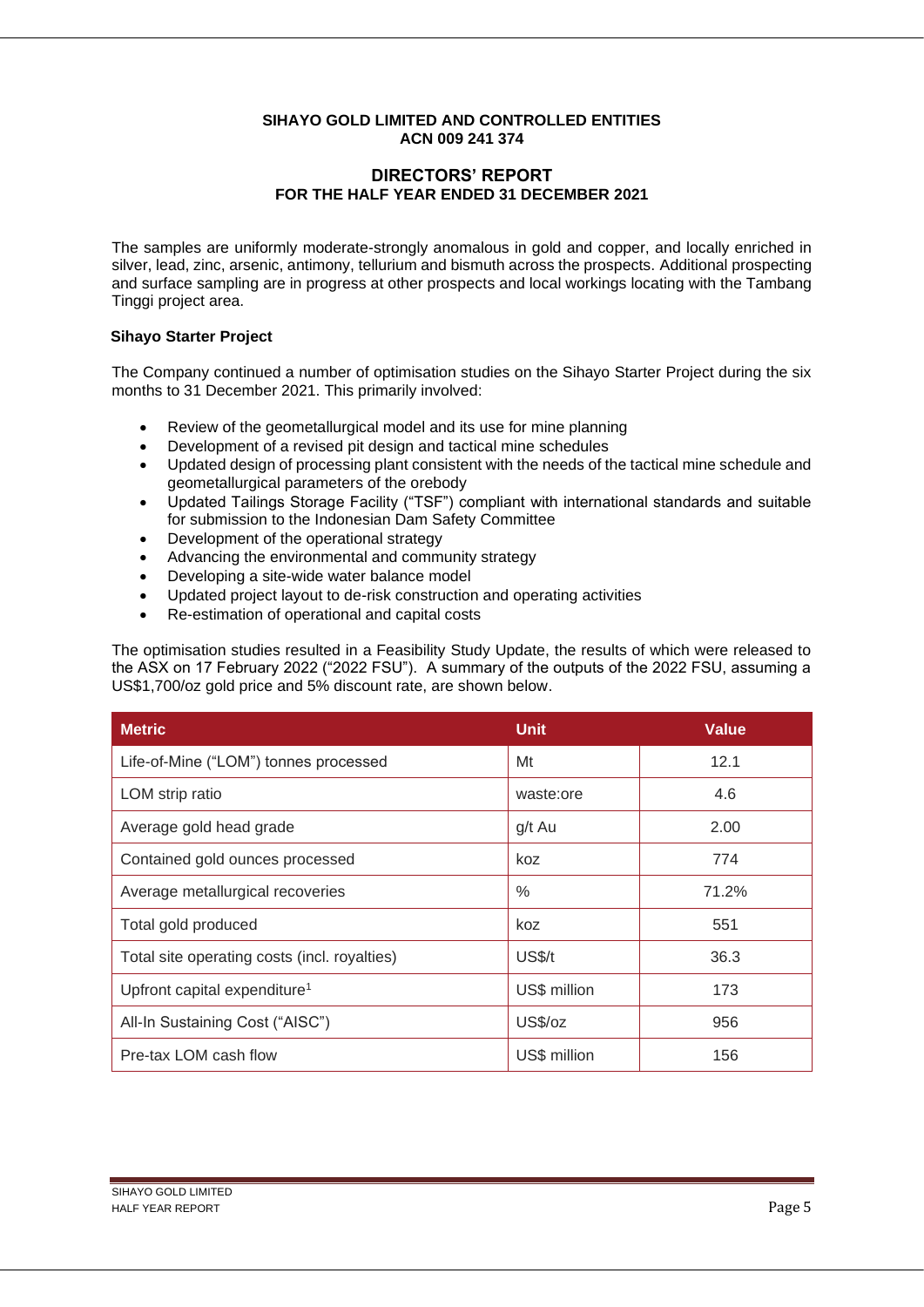# SIHAYO GOLD LIMITED AND CONTROLLED ENTITIES
## ACN 009 241 374

## DIRECTORS' REPORT
## FOR THE HALF YEAR ENDED 31 DECEMBER 2021

The samples are uniformly moderate-strongly anomalous in gold and copper, and locally enriched in silver, lead, zinc, arsenic, antimony, tellurium and bismuth across the prospects. Additional prospecting and surface sampling are in progress at other prospects and local workings locating with the Tambang Tinggi project area.

**Sihayo Starter Project**

The Company continued a number of optimisation studies on the Sihayo Starter Project during the six months to 31 December 2021. This primarily involved:

- Review of the geometallurgical model and its use for mine planning
- Development of a revised pit design and tactical mine schedules
- Updated design of processing plant consistent with the needs of the tactical mine schedule and geometallurgical parameters of the orebody
- Updated Tailings Storage Facility ("TSF") compliant with international standards and suitable for submission to the Indonesian Dam Safety Committee
- Development of the operational strategy
- Advancing the environmental and community strategy
- Developing a site-wide water balance model
- Updated project layout to de-risk construction and operating activities
- Re-estimation of operational and capital costs

The optimisation studies resulted in a Feasibility Study Update, the results of which were released to the ASX on 17 February 2022 ("2022 FSU"). A summary of the outputs of the 2022 FSU, assuming a US$1,700/oz gold price and 5% discount rate, are shown below.

| Metric | Unit | Value |
|---|---|---|
| Life-of-Mine ("LOM") tonnes processed | Mt | 12.1 |
| LOM strip ratio | waste:ore | 4.6 |
| Average gold head grade | g/t Au | 2.00 |
| Contained gold ounces processed | koz | 774 |
| Average metallurgical recoveries | % | 71.2% |
| Total gold produced | koz | 551 |
| Total site operating costs (incl. royalties) | US$/t | 36.3 |
| Upfront capital expenditure[1] | US$ million | 173 |
| All-In Sustaining Cost ("AISC") | US$/oz | 956 |
| Pre-tax LOM cash flow | US$ million | 156 |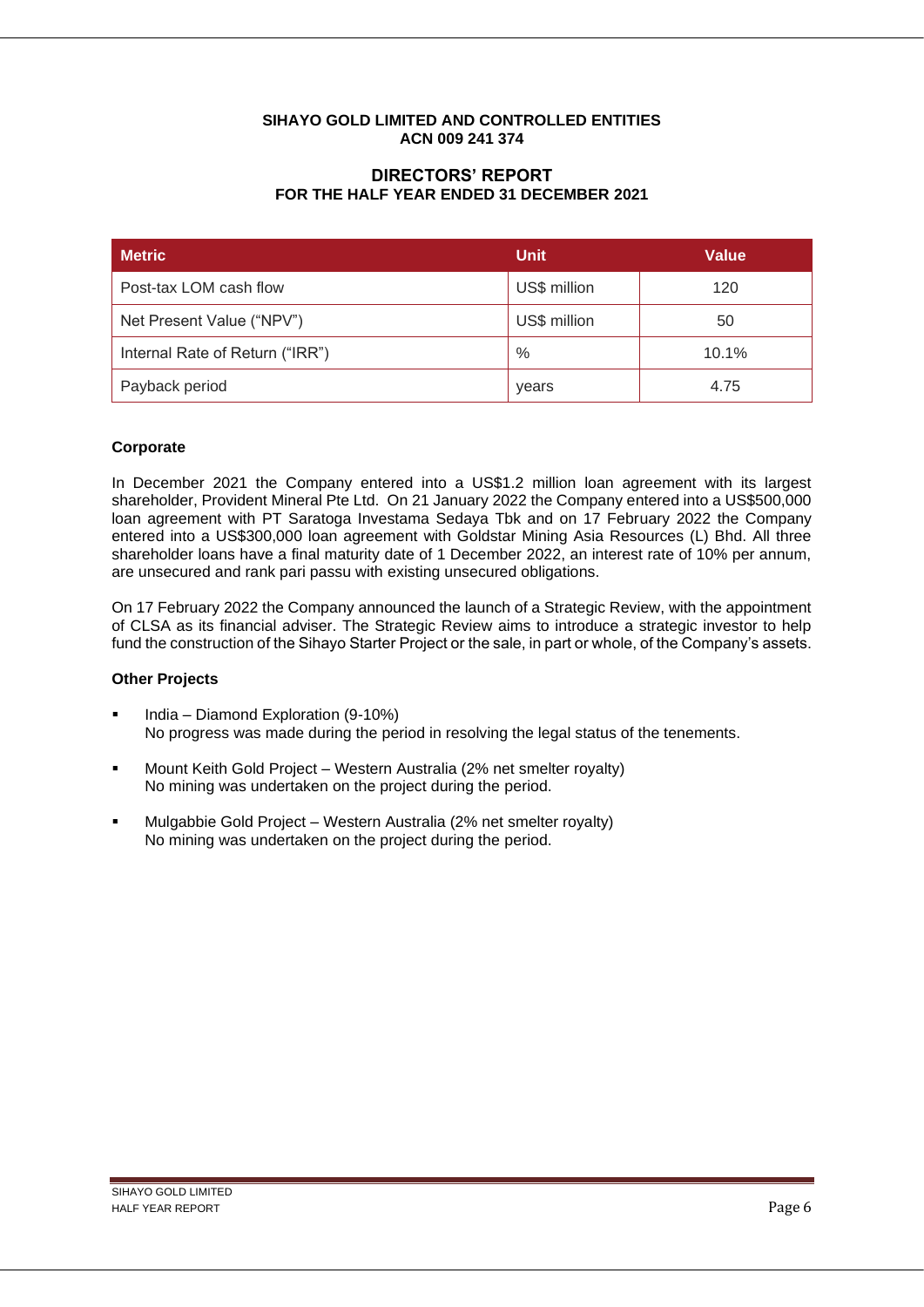**SIHAYO GOLD LIMITED AND CONTROLLED ENTITIES**
**ACN 009 241 374**

## DIRECTORS' REPORT
### FOR THE HALF YEAR ENDED 31 DECEMBER 2021

| Metric | Unit | Value |
|---|---|---|
| Post-tax LOM cash flow | US$ million | 120 |
| Net Present Value ("NPV") | US$ million | 50 |
| Internal Rate of Return ("IRR") | % | 10.1% |
| Payback period | years | 4.75 |

### Corporate

In December 2021 the Company entered into a US$1.2 million loan agreement with its largest shareholder, Provident Mineral Pte Ltd. On 21 January 2022 the Company entered into a US$500,000 loan agreement with PT Saratoga Investama Sedaya Tbk and on 17 February 2022 the Company entered into a US$300,000 loan agreement with Goldstar Mining Asia Resources (L) Bhd. All three shareholder loans have a final maturity date of 1 December 2022, an interest rate of 10% per annum, are unsecured and rank pari passu with existing unsecured obligations.

On 17 February 2022 the Company announced the launch of a Strategic Review, with the appointment of CLSA as its financial adviser. The Strategic Review aims to introduce a strategic investor to help fund the construction of the Sihayo Starter Project or the sale, in part or whole, of the Company's assets.

### Other Projects

- India – Diamond Exploration (9-10%)
  No progress was made during the period in resolving the legal status of the tenements.

- Mount Keith Gold Project – Western Australia (2% net smelter royalty)
  No mining was undertaken on the project during the period.

- Mulgabbie Gold Project – Western Australia (2% net smelter royalty)
  No mining was undertaken on the project during the period.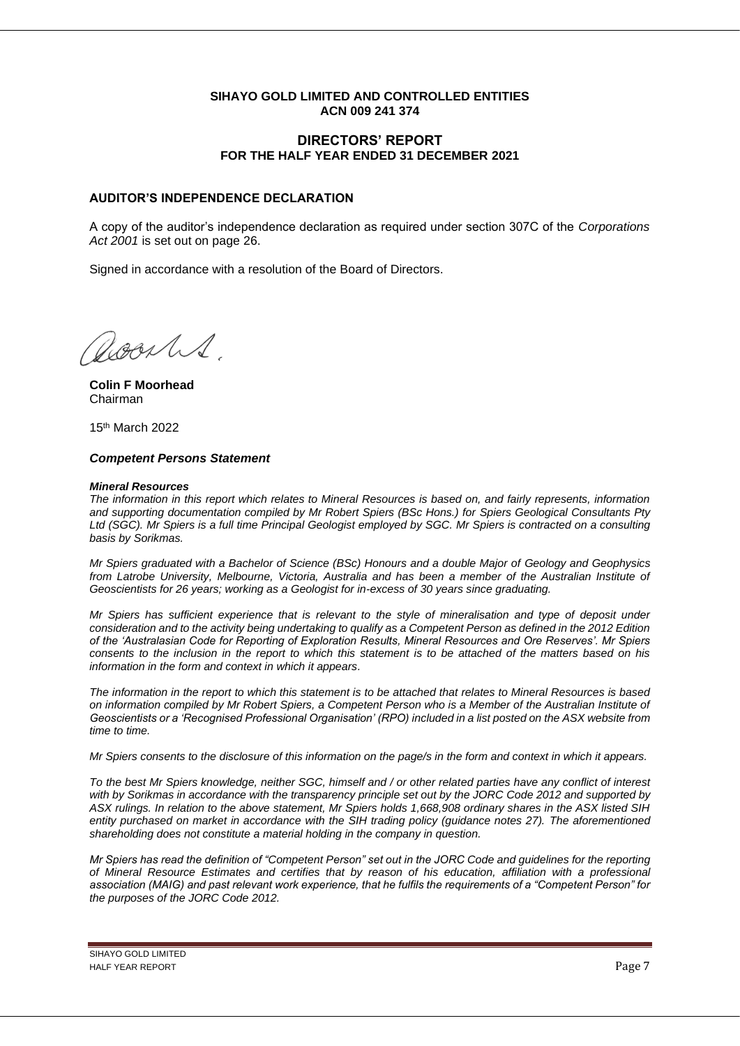**SIHAYO GOLD LIMITED AND CONTROLLED ENTITIES**
**ACN 009 241 374**

## DIRECTORS' REPORT
**FOR THE HALF YEAR ENDED 31 DECEMBER 2021**

### AUDITOR'S INDEPENDENCE DECLARATION

A copy of the auditor's independence declaration as required under section 307C of the *Corporations Act 2001* is set out on page 26.

Signed in accordance with a resolution of the Board of Directors.

**Colin F Moorhead**
Chairman

15th March 2022

### *Competent Persons Statement*

***Mineral Resources***

*The information in this report which relates to Mineral Resources is based on, and fairly represents, information and supporting documentation compiled by Mr Robert Spiers (BSc Hons.) for Spiers Geological Consultants Pty Ltd (SGC). Mr Spiers is a full time Principal Geologist employed by SGC. Mr Spiers is contracted on a consulting basis by Sorikmas.*

*Mr Spiers graduated with a Bachelor of Science (BSc) Honours and a double Major of Geology and Geophysics from Latrobe University, Melbourne, Victoria, Australia and has been a member of the Australian Institute of Geoscientists for 26 years; working as a Geologist for in-excess of 30 years since graduating.*

*Mr Spiers has sufficient experience that is relevant to the style of mineralisation and type of deposit under consideration and to the activity being undertaking to qualify as a Competent Person as defined in the 2012 Edition of the 'Australasian Code for Reporting of Exploration Results, Mineral Resources and Ore Reserves'. Mr Spiers consents to the inclusion in the report to which this statement is to be attached of the matters based on his information in the form and context in which it appears.*

*The information in the report to which this statement is to be attached that relates to Mineral Resources is based on information compiled by Mr Robert Spiers, a Competent Person who is a Member of the Australian Institute of Geoscientists or a 'Recognised Professional Organisation' (RPO) included in a list posted on the ASX website from time to time.*

*Mr Spiers consents to the disclosure of this information on the page/s in the form and context in which it appears.*

*To the best Mr Spiers knowledge, neither SGC, himself and / or other related parties have any conflict of interest with by Sorikmas in accordance with the transparency principle set out by the JORC Code 2012 and supported by ASX rulings. In relation to the above statement, Mr Spiers holds 1,668,908 ordinary shares in the ASX listed SIH entity purchased on market in accordance with the SIH trading policy (guidance notes 27). The aforementioned shareholding does not constitute a material holding in the company in question.*

*Mr Spiers has read the definition of "Competent Person" set out in the JORC Code and guidelines for the reporting of Mineral Resource Estimates and certifies that by reason of his education, affiliation with a professional association (MAIG) and past relevant work experience, that he fulfils the requirements of a "Competent Person" for the purposes of the JORC Code 2012.*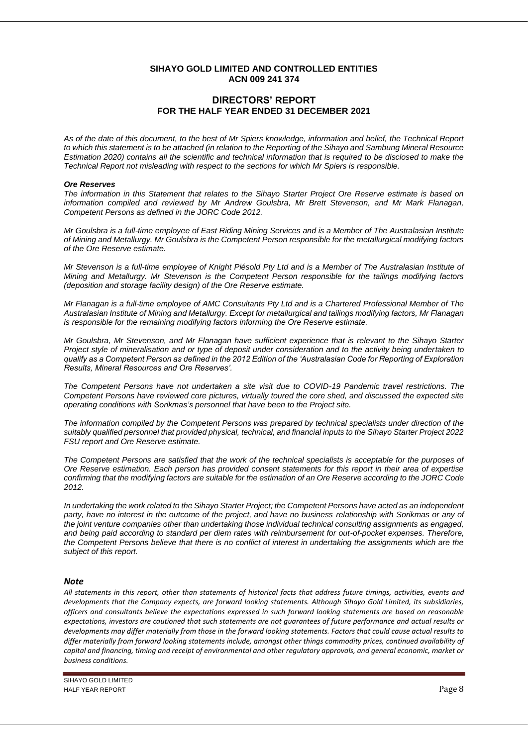**SIHAYO GOLD LIMITED AND CONTROLLED ENTITIES**
**ACN 009 241 374**

## DIRECTORS' REPORT
## FOR THE HALF YEAR ENDED 31 DECEMBER 2021

*As of the date of this document, to the best of Mr Spiers knowledge, information and belief, the Technical Report to which this statement is to be attached (in relation to the Reporting of the Sihayo and Sambung Mineral Resource Estimation 2020) contains all the scientific and technical information that is required to be disclosed to make the Technical Report not misleading with respect to the sections for which Mr Spiers is responsible.*

***Ore Reserves***

*The information in this Statement that relates to the Sihayo Starter Project Ore Reserve estimate is based on information compiled and reviewed by Mr Andrew Goulsbra, Mr Brett Stevenson, and Mr Mark Flanagan, Competent Persons as defined in the JORC Code 2012.*

*Mr Goulsbra is a full-time employee of East Riding Mining Services and is a Member of The Australasian Institute of Mining and Metallurgy. Mr Goulsbra is the Competent Person responsible for the metallurgical modifying factors of the Ore Reserve estimate.*

*Mr Stevenson is a full-time employee of Knight Piésold Pty Ltd and is a Member of The Australasian Institute of Mining and Metallurgy. Mr Stevenson is the Competent Person responsible for the tailings modifying factors (deposition and storage facility design) of the Ore Reserve estimate.*

*Mr Flanagan is a full-time employee of AMC Consultants Pty Ltd and is a Chartered Professional Member of The Australasian Institute of Mining and Metallurgy. Except for metallurgical and tailings modifying factors, Mr Flanagan is responsible for the remaining modifying factors informing the Ore Reserve estimate.*

*Mr Goulsbra, Mr Stevenson, and Mr Flanagan have sufficient experience that is relevant to the Sihayo Starter Project style of mineralisation and or type of deposit under consideration and to the activity being undertaken to qualify as a Competent Person as defined in the 2012 Edition of the 'Australasian Code for Reporting of Exploration Results, Mineral Resources and Ore Reserves'.*

*The Competent Persons have not undertaken a site visit due to COVID-19 Pandemic travel restrictions. The Competent Persons have reviewed core pictures, virtually toured the core shed, and discussed the expected site operating conditions with Sorikmas's personnel that have been to the Project site.*

*The information compiled by the Competent Persons was prepared by technical specialists under direction of the suitably qualified personnel that provided physical, technical, and financial inputs to the Sihayo Starter Project 2022 FSU report and Ore Reserve estimate.*

*The Competent Persons are satisfied that the work of the technical specialists is acceptable for the purposes of Ore Reserve estimation. Each person has provided consent statements for this report in their area of expertise confirming that the modifying factors are suitable for the estimation of an Ore Reserve according to the JORC Code 2012.*

*In undertaking the work related to the Sihayo Starter Project; the Competent Persons have acted as an independent party, have no interest in the outcome of the project, and have no business relationship with Sorikmas or any of the joint venture companies other than undertaking those individual technical consulting assignments as engaged, and being paid according to standard per diem rates with reimbursement for out-of-pocket expenses. Therefore, the Competent Persons believe that there is no conflict of interest in undertaking the assignments which are the subject of this report.*

### *Note*

*All statements in this report, other than statements of historical facts that address future timings, activities, events and developments that the Company expects, are forward looking statements. Although Sihayo Gold Limited, its subsidiaries, officers and consultants believe the expectations expressed in such forward looking statements are based on reasonable expectations, investors are cautioned that such statements are not guarantees of future performance and actual results or developments may differ materially from those in the forward looking statements. Factors that could cause actual results to differ materially from forward looking statements include, amongst other things commodity prices, continued availability of capital and financing, timing and receipt of environmental and other regulatory approvals, and general economic, market or business conditions.*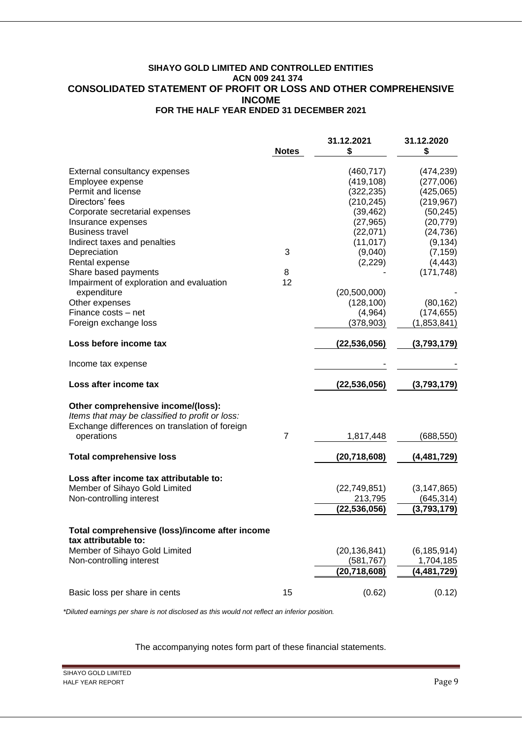**SIHAYO GOLD LIMITED AND CONTROLLED ENTITIES**
**ACN 009 241 374**

# CONSOLIDATED STATEMENT OF PROFIT OR LOSS AND OTHER COMPREHENSIVE INCOME

**FOR THE HALF YEAR ENDED 31 DECEMBER 2021**

| | Notes | 31.12.2021 $ | 31.12.2020 $ |
|---|---|---|---|
| External consultancy expenses | | (460,717) | (474,239) |
| Employee expense | | (419,108) | (277,006) |
| Permit and license | | (322,235) | (425,065) |
| Directors' fees | | (210,245) | (219,967) |
| Corporate secretarial expenses | | (39,462) | (50,245) |
| Insurance expenses | | (27,965) | (20,779) |
| Business travel | | (22,071) | (24,736) |
| Indirect taxes and penalties | | (11,017) | (9,134) |
| Depreciation | 3 | (9,040) | (7,159) |
| Rental expense | | (2,229) | (4,443) |
| Share based payments | 8 | - | (171,748) |
| Impairment of exploration and evaluation expenditure | 12 | (20,500,000) | - |
| Other expenses | | (128,100) | (80,162) |
| Finance costs – net | | (4,964) | (174,655) |
| Foreign exchange loss | | (378,903) | (1,853,841) |
| **Loss before income tax** | | **(22,536,056)** | **(3,793,179)** |
| Income tax expense | | - | - |
| **Loss after income tax** | | **(22,536,056)** | **(3,793,179)** |
| **Other comprehensive income/(loss):** | | | |
| *Items that may be classified to profit or loss:* | | | |
| Exchange differences on translation of foreign operations | 7 | 1,817,448 | (688,550) |
| **Total comprehensive loss** | | **(20,718,608)** | **(4,481,729)** |
| **Loss after income tax attributable to:** | | | |
| Member of Sihayo Gold Limited | | (22,749,851) | (3,147,865) |
| Non-controlling interest | | 213,795 | (645,314) |
| | | **(22,536,056)** | **(3,793,179)** |
| **Total comprehensive (loss)/income after income tax attributable to:** | | | |
| Member of Sihayo Gold Limited | | (20,136,841) | (6,185,914) |
| Non-controlling interest | | (581,767) | 1,704,185 |
| | | **(20,718,608)** | **(4,481,729)** |
| Basic loss per share in cents | 15 | (0.62) | (0.12) |

*\*Diluted earnings per share is not disclosed as this would not reflect an inferior position.*

The accompanying notes form part of these financial statements.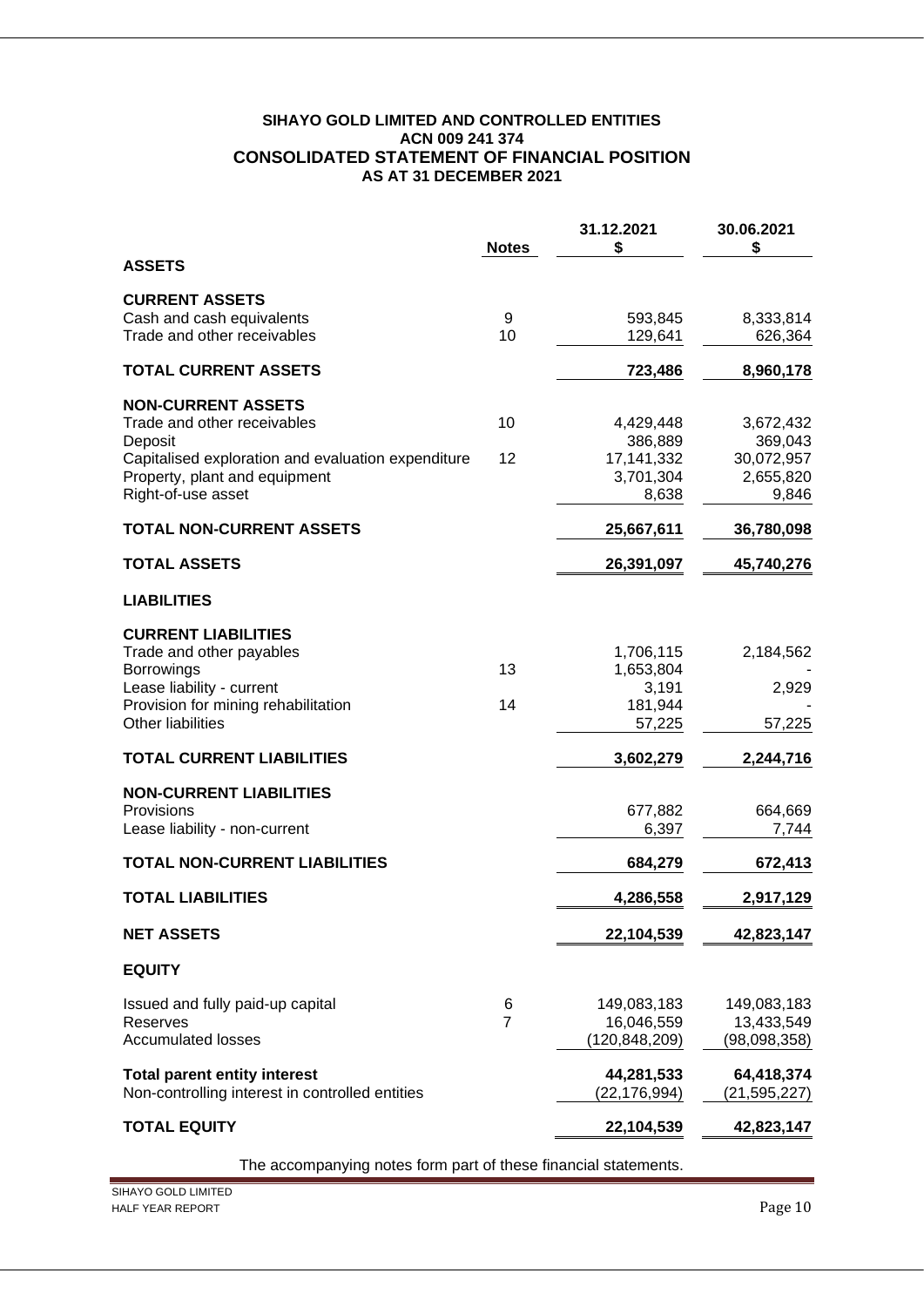# SIHAYO GOLD LIMITED AND CONTROLLED ENTITIES
## ACN 009 241 374
## CONSOLIDATED STATEMENT OF FINANCIAL POSITION
## AS AT 31 DECEMBER 2021

| | Notes | 31.12.2021 $ | 30.06.2021 $ |
|---|---|---|---|
| **ASSETS** | | | |
| **CURRENT ASSETS** | | | |
| Cash and cash equivalents | 9 | 593,845 | 8,333,814 |
| Trade and other receivables | 10 | 129,641 | 626,364 |
| **TOTAL CURRENT ASSETS** | | **723,486** | **8,960,178** |
| **NON-CURRENT ASSETS** | | | |
| Trade and other receivables | 10 | 4,429,448 | 3,672,432 |
| Deposit | | 386,889 | 369,043 |
| Capitalised exploration and evaluation expenditure | 12 | 17,141,332 | 30,072,957 |
| Property, plant and equipment | | 3,701,304 | 2,655,820 |
| Right-of-use asset | | 8,638 | 9,846 |
| **TOTAL NON-CURRENT ASSETS** | | **25,667,611** | **36,780,098** |
| **TOTAL ASSETS** | | **26,391,097** | **45,740,276** |
| **LIABILITIES** | | | |
| **CURRENT LIABILITIES** | | | |
| Trade and other payables | | 1,706,115 | 2,184,562 |
| Borrowings | 13 | 1,653,804 | - |
| Lease liability - current | | 3,191 | 2,929 |
| Provision for mining rehabilitation | 14 | 181,944 | - |
| Other liabilities | | 57,225 | 57,225 |
| **TOTAL CURRENT LIABILITIES** | | **3,602,279** | **2,244,716** |
| **NON-CURRENT LIABILITIES** | | | |
| Provisions | | 677,882 | 664,669 |
| Lease liability - non-current | | 6,397 | 7,744 |
| **TOTAL NON-CURRENT LIABILITIES** | | **684,279** | **672,413** |
| **TOTAL LIABILITIES** | | **4,286,558** | **2,917,129** |
| **NET ASSETS** | | **22,104,539** | **42,823,147** |
| **EQUITY** | | | |
| Issued and fully paid-up capital | 6 | 149,083,183 | 149,083,183 |
| Reserves | 7 | 16,046,559 | 13,433,549 |
| Accumulated losses | | (120,848,209) | (98,098,358) |
| **Total parent entity interest** | | **44,281,533** | **64,418,374** |
| Non-controlling interest in controlled entities | | (22,176,994) | (21,595,227) |
| **TOTAL EQUITY** | | **22,104,539** | **42,823,147** |

The accompanying notes form part of these financial statements.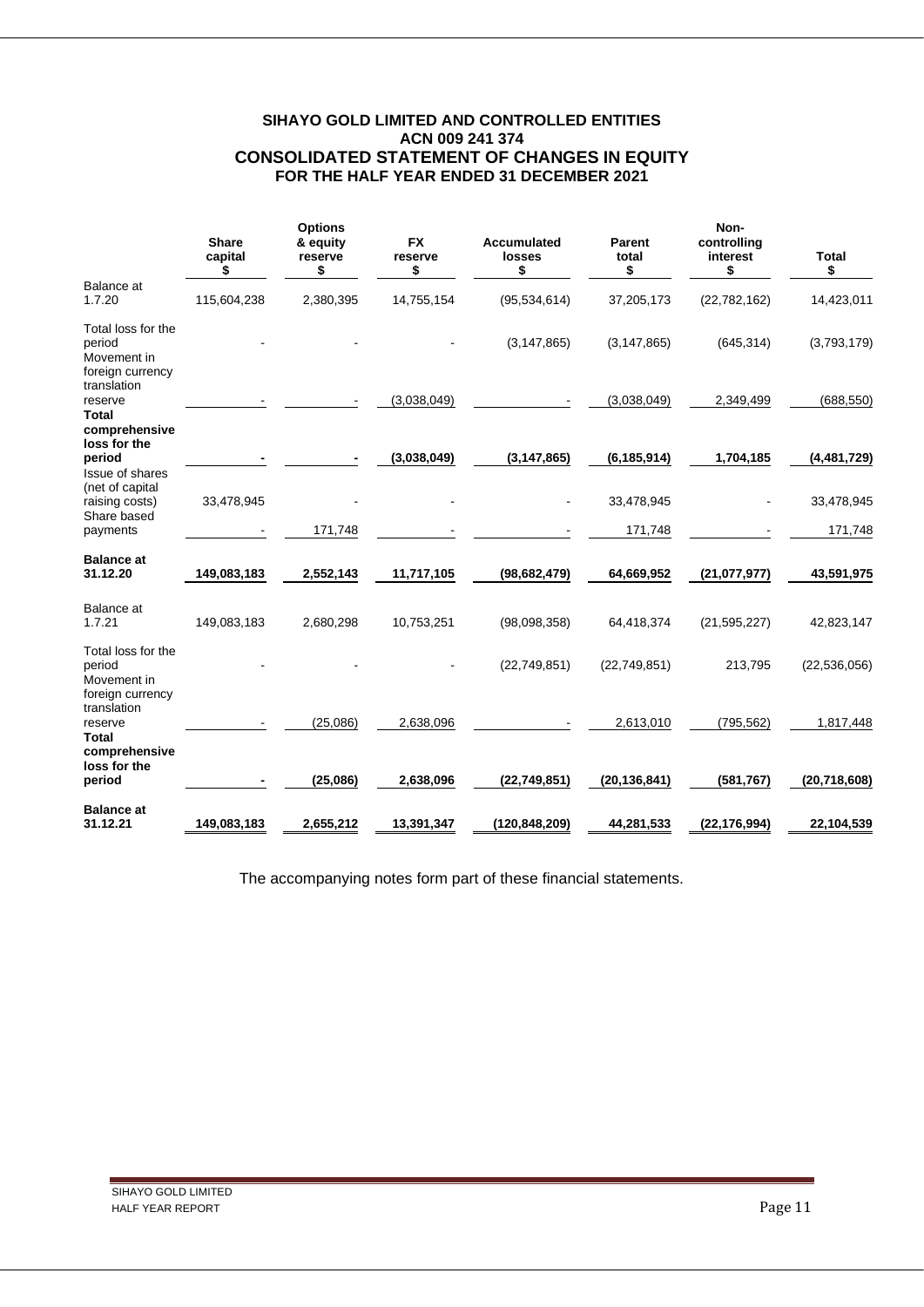**SIHAYO GOLD LIMITED AND CONTROLLED ENTITIES**
**ACN 009 241 374**

# CONSOLIDATED STATEMENT OF CHANGES IN EQUITY

**FOR THE HALF YEAR ENDED 31 DECEMBER 2021**

| | Share capital $ | Options & equity reserve $ | FX reserve $ | Accumulated losses $ | Parent total $ | Non-controlling interest $ | Total $ |
|---|---|---|---|---|---|---|---|
| Balance at 1.7.20 | 115,604,238 | 2,380,395 | 14,755,154 | (95,534,614) | 37,205,173 | (22,782,162) | 14,423,011 |
| Total loss for the period | - | - | - | (3,147,865) | (3,147,865) | (645,314) | (3,793,179) |
| Movement in foreign currency translation reserve | - | - | (3,038,049) | - | (3,038,049) | 2,349,499 | (688,550) |
| **Total comprehensive loss for the period** | **-** | **-** | **(3,038,049)** | **(3,147,865)** | **(6,185,914)** | **1,704,185** | **(4,481,729)** |
| Issue of shares (net of capital raising costs) | 33,478,945 | - | - | - | 33,478,945 | - | 33,478,945 |
| Share based payments | - | 171,748 | - | - | 171,748 | - | 171,748 |
| **Balance at 31.12.20** | **149,083,183** | **2,552,143** | **11,717,105** | **(98,682,479)** | **64,669,952** | **(21,077,977)** | **43,591,975** |
| Balance at 1.7.21 | 149,083,183 | 2,680,298 | 10,753,251 | (98,098,358) | 64,418,374 | (21,595,227) | 42,823,147 |
| Total loss for the period | - | - | - | (22,749,851) | (22,749,851) | 213,795 | (22,536,056) |
| Movement in foreign currency translation reserve | - | (25,086) | 2,638,096 | - | 2,613,010 | (795,562) | 1,817,448 |
| **Total comprehensive loss for the period** | **-** | **(25,086)** | **2,638,096** | **(22,749,851)** | **(20,136,841)** | **(581,767)** | **(20,718,608)** |
| **Balance at 31.12.21** | **149,083,183** | **2,655,212** | **13,391,347** | **(120,848,209)** | **44,281,533** | **(22,176,994)** | **22,104,539** |

The accompanying notes form part of these financial statements.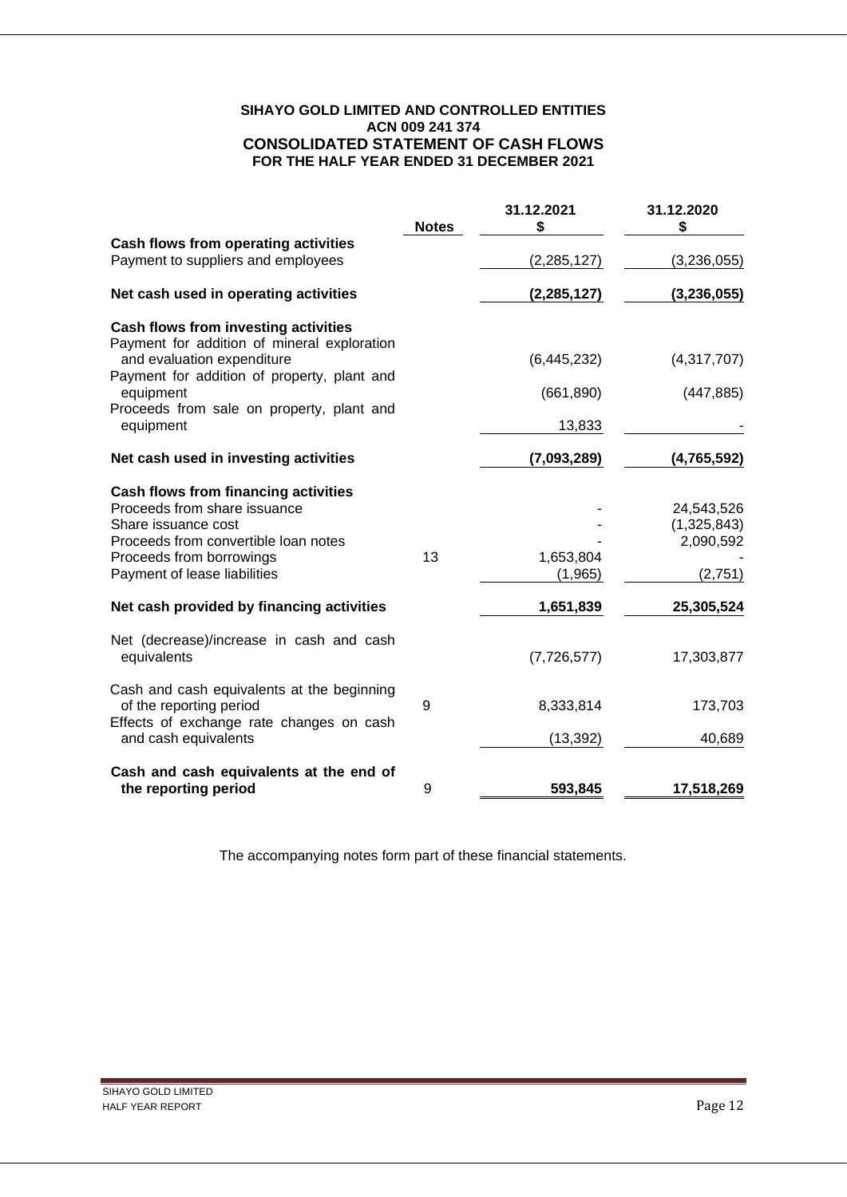**SIHAYO GOLD LIMITED AND CONTROLLED ENTITIES**
**ACN 009 241 374**

# CONSOLIDATED STATEMENT OF CASH FLOWS

**FOR THE HALF YEAR ENDED 31 DECEMBER 2021**

| | Notes | 31.12.2021<br>$ | 31.12.2020<br>$ |
|---|---|---|---|
| **Cash flows from operating activities** | | | |
| Payment to suppliers and employees | | (2,285,127) | (3,236,055) |
| **Net cash used in operating activities** | | **(2,285,127)** | **(3,236,055)** |
| **Cash flows from investing activities** | | | |
| Payment for addition of mineral exploration and evaluation expenditure | | (6,445,232) | (4,317,707) |
| Payment for addition of property, plant and equipment | | (661,890) | (447,885) |
| Proceeds from sale on property, plant and equipment | | 13,833 | - |
| **Net cash used in investing activities** | | **(7,093,289)** | **(4,765,592)** |
| **Cash flows from financing activities** | | | |
| Proceeds from share issuance | | - | 24,543,526 |
| Share issuance cost | | - | (1,325,843) |
| Proceeds from convertible loan notes | | - | 2,090,592 |
| Proceeds from borrowings | 13 | 1,653,804 | - |
| Payment of lease liabilities | | (1,965) | (2,751) |
| **Net cash provided by financing activities** | | **1,651,839** | **25,305,524** |
| Net (decrease)/increase in cash and cash equivalents | | (7,726,577) | 17,303,877 |
| Cash and cash equivalents at the beginning of the reporting period | 9 | 8,333,814 | 173,703 |
| Effects of exchange rate changes on cash and cash equivalents | | (13,392) | 40,689 |
| **Cash and cash equivalents at the end of the reporting period** | 9 | **593,845** | **17,518,269** |

The accompanying notes form part of these financial statements.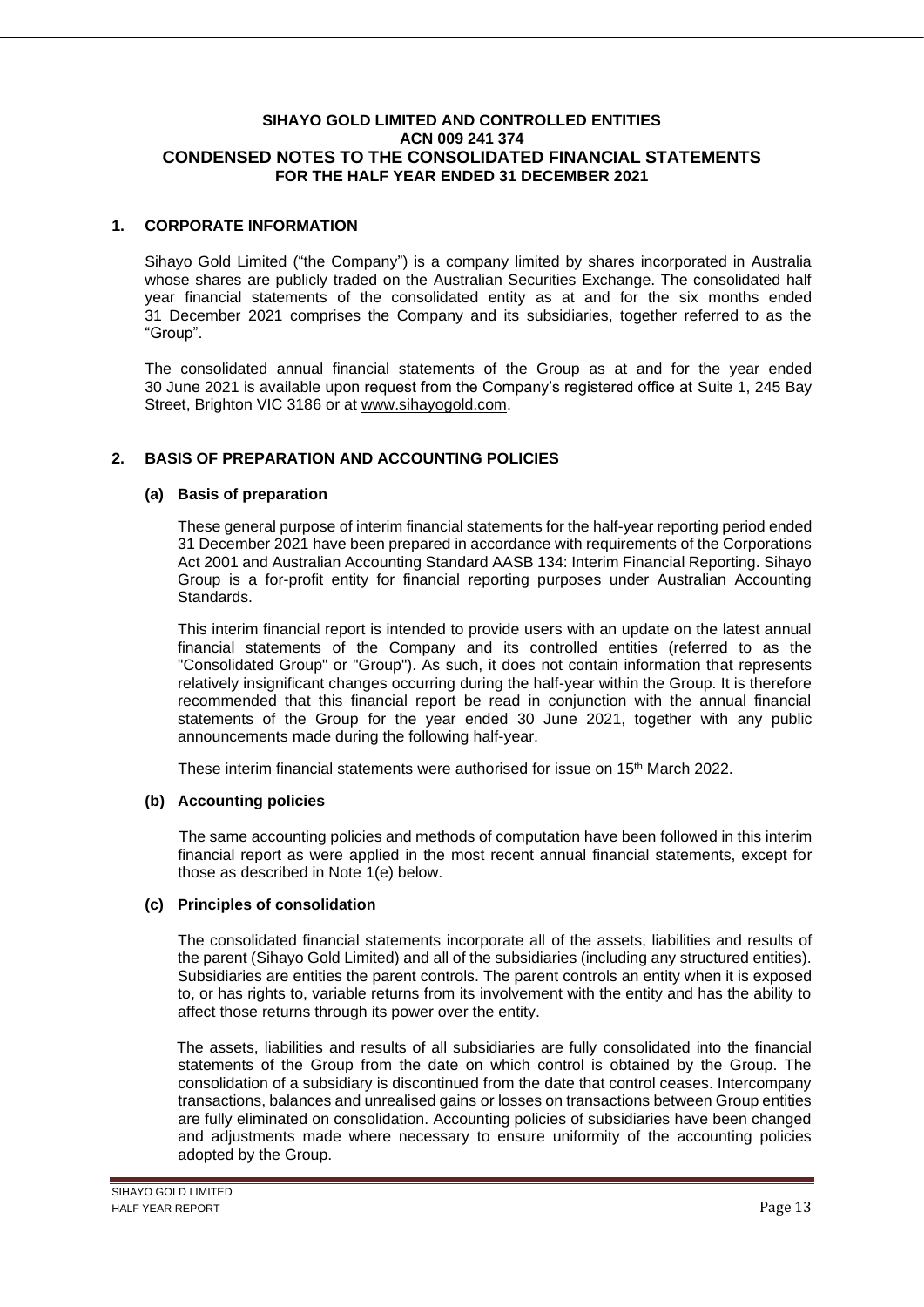# SIHAYO GOLD LIMITED AND CONTROLLED ENTITIES
## ACN 009 241 374
## CONDENSED NOTES TO THE CONSOLIDATED FINANCIAL STATEMENTS
## FOR THE HALF YEAR ENDED 31 DECEMBER 2021

### 1. CORPORATE INFORMATION

Sihayo Gold Limited ("the Company") is a company limited by shares incorporated in Australia whose shares are publicly traded on the Australian Securities Exchange. The consolidated half year financial statements of the consolidated entity as at and for the six months ended 31 December 2021 comprises the Company and its subsidiaries, together referred to as the "Group".

The consolidated annual financial statements of the Group as at and for the year ended 30 June 2021 is available upon request from the Company's registered office at Suite 1, 245 Bay Street, Brighton VIC 3186 or at www.sihayogold.com.

### 2. BASIS OF PREPARATION AND ACCOUNTING POLICIES

#### (a) Basis of preparation

These general purpose of interim financial statements for the half-year reporting period ended 31 December 2021 have been prepared in accordance with requirements of the Corporations Act 2001 and Australian Accounting Standard AASB 134: Interim Financial Reporting. Sihayo Group is a for-profit entity for financial reporting purposes under Australian Accounting Standards.

This interim financial report is intended to provide users with an update on the latest annual financial statements of the Company and its controlled entities (referred to as the "Consolidated Group" or "Group"). As such, it does not contain information that represents relatively insignificant changes occurring during the half-year within the Group. It is therefore recommended that this financial report be read in conjunction with the annual financial statements of the Group for the year ended 30 June 2021, together with any public announcements made during the following half-year.

These interim financial statements were authorised for issue on 15th March 2022.

#### (b) Accounting policies

The same accounting policies and methods of computation have been followed in this interim financial report as were applied in the most recent annual financial statements, except for those as described in Note 1(e) below.

#### (c) Principles of consolidation

The consolidated financial statements incorporate all of the assets, liabilities and results of the parent (Sihayo Gold Limited) and all of the subsidiaries (including any structured entities). Subsidiaries are entities the parent controls. The parent controls an entity when it is exposed to, or has rights to, variable returns from its involvement with the entity and has the ability to affect those returns through its power over the entity.

The assets, liabilities and results of all subsidiaries are fully consolidated into the financial statements of the Group from the date on which control is obtained by the Group. The consolidation of a subsidiary is discontinued from the date that control ceases. Intercompany transactions, balances and unrealised gains or losses on transactions between Group entities are fully eliminated on consolidation. Accounting policies of subsidiaries have been changed and adjustments made where necessary to ensure uniformity of the accounting policies adopted by the Group.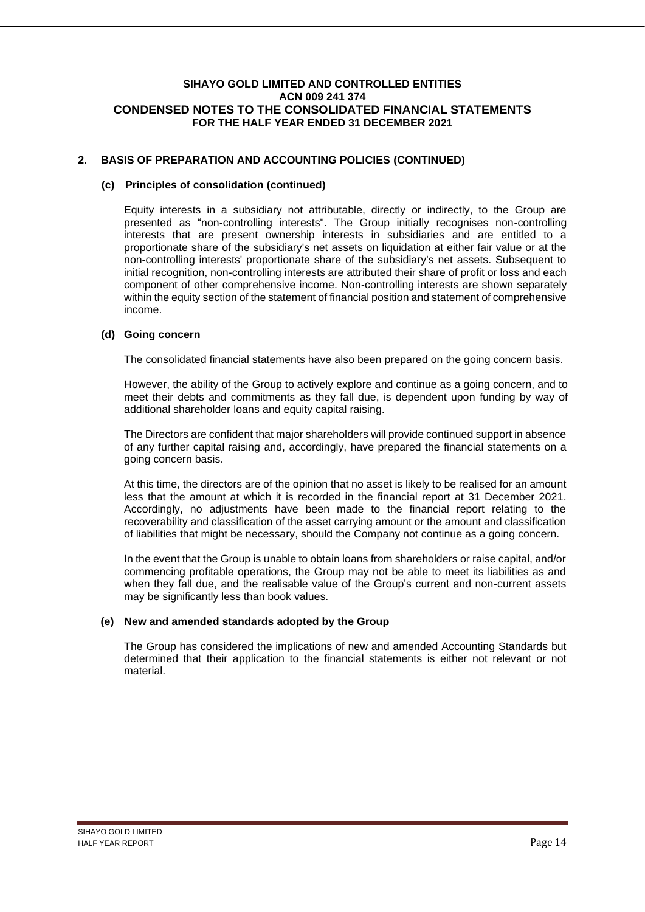## 2. BASIS OF PREPARATION AND ACCOUNTING POLICIES (CONTINUED)

### (c) Principles of consolidation (continued)

Equity interests in a subsidiary not attributable, directly or indirectly, to the Group are presented as "non-controlling interests". The Group initially recognises non-controlling interests that are present ownership interests in subsidiaries and are entitled to a proportionate share of the subsidiary's net assets on liquidation at either fair value or at the non-controlling interests' proportionate share of the subsidiary's net assets. Subsequent to initial recognition, non-controlling interests are attributed their share of profit or loss and each component of other comprehensive income. Non-controlling interests are shown separately within the equity section of the statement of financial position and statement of comprehensive income.

### (d) Going concern

The consolidated financial statements have also been prepared on the going concern basis.

However, the ability of the Group to actively explore and continue as a going concern, and to meet their debts and commitments as they fall due, is dependent upon funding by way of additional shareholder loans and equity capital raising.

The Directors are confident that major shareholders will provide continued support in absence of any further capital raising and, accordingly, have prepared the financial statements on a going concern basis.

At this time, the directors are of the opinion that no asset is likely to be realised for an amount less that the amount at which it is recorded in the financial report at 31 December 2021. Accordingly, no adjustments have been made to the financial report relating to the recoverability and classification of the asset carrying amount or the amount and classification of liabilities that might be necessary, should the Company not continue as a going concern.

In the event that the Group is unable to obtain loans from shareholders or raise capital, and/or commencing profitable operations, the Group may not be able to meet its liabilities as and when they fall due, and the realisable value of the Group's current and non-current assets may be significantly less than book values.

### (e) New and amended standards adopted by the Group

The Group has considered the implications of new and amended Accounting Standards but determined that their application to the financial statements is either not relevant or not material.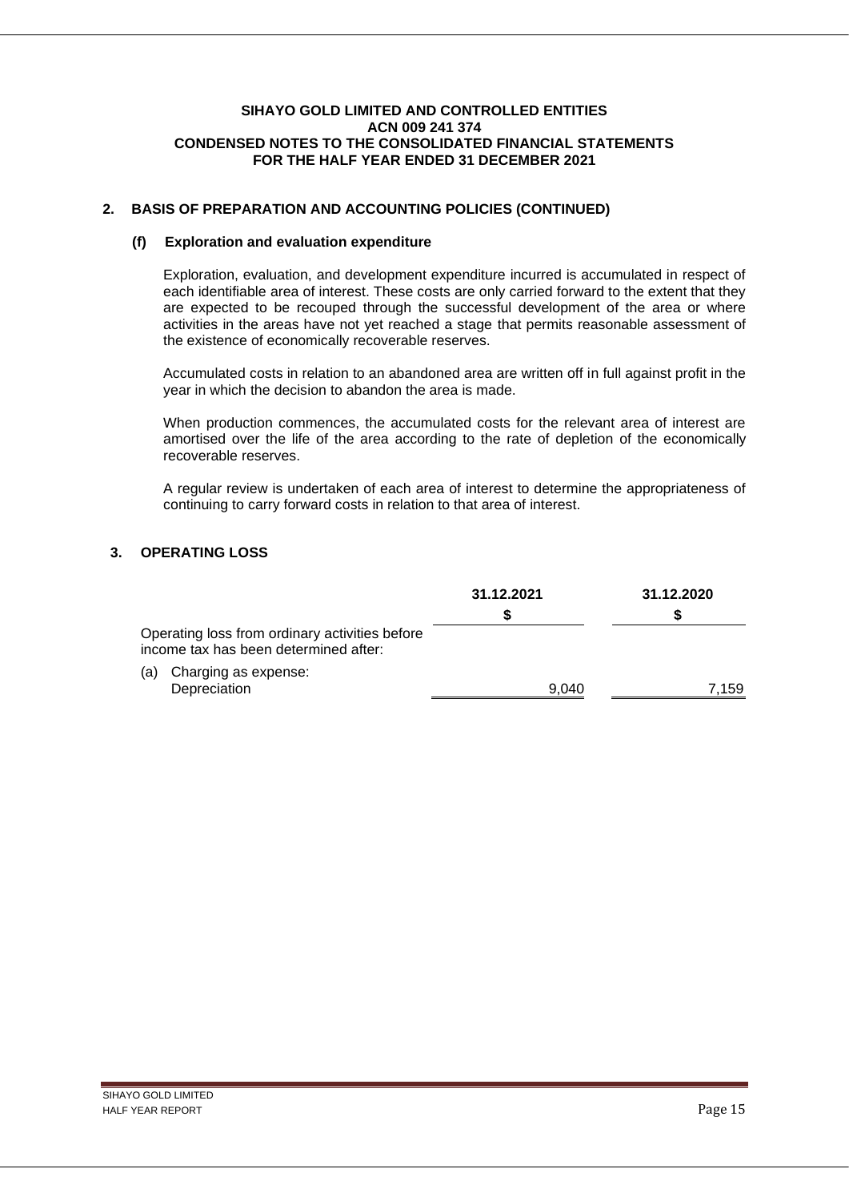**SIHAYO GOLD LIMITED AND CONTROLLED ENTITIES**
**ACN 009 241 374**
**CONDENSED NOTES TO THE CONSOLIDATED FINANCIAL STATEMENTS**
**FOR THE HALF YEAR ENDED 31 DECEMBER 2021**

## 2. BASIS OF PREPARATION AND ACCOUNTING POLICIES (CONTINUED)

### (f) Exploration and evaluation expenditure

Exploration, evaluation, and development expenditure incurred is accumulated in respect of each identifiable area of interest. These costs are only carried forward to the extent that they are expected to be recouped through the successful development of the area or where activities in the areas have not yet reached a stage that permits reasonable assessment of the existence of economically recoverable reserves.

Accumulated costs in relation to an abandoned area are written off in full against profit in the year in which the decision to abandon the area is made.

When production commences, the accumulated costs for the relevant area of interest are amortised over the life of the area according to the rate of depletion of the economically recoverable reserves.

A regular review is undertaken of each area of interest to determine the appropriateness of continuing to carry forward costs in relation to that area of interest.

## 3. OPERATING LOSS

| | 31.12.2021 | 31.12.2020 |
|---|---|---|
| | $ | $ |
| Operating loss from ordinary activities before income tax has been determined after: | | |
| (a) Charging as expense: | | |
| Depreciation | 9,040 | 7,159 |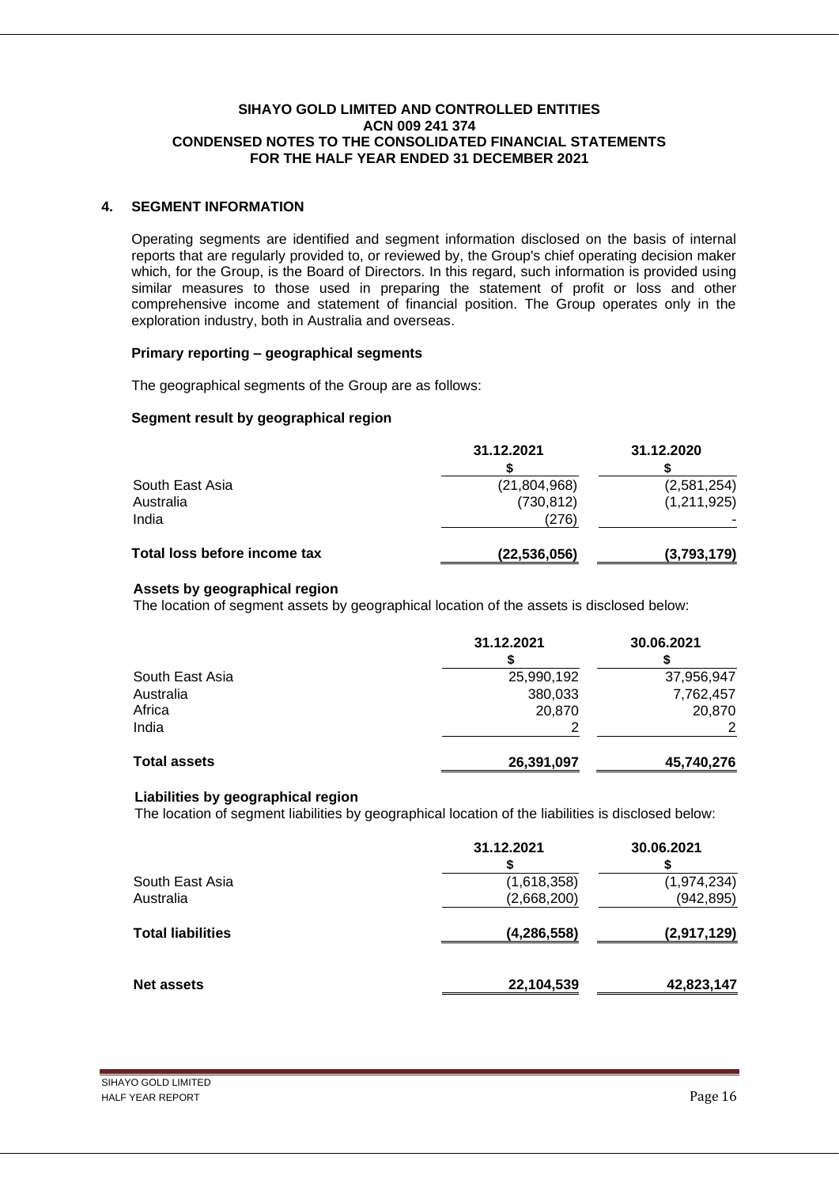# SIHAYO GOLD LIMITED AND CONTROLLED ENTITIES
## ACN 009 241 374
## CONDENSED NOTES TO THE CONSOLIDATED FINANCIAL STATEMENTS
## FOR THE HALF YEAR ENDED 31 DECEMBER 2021

### 4. SEGMENT INFORMATION

Operating segments are identified and segment information disclosed on the basis of internal reports that are regularly provided to, or reviewed by, the Group's chief operating decision maker which, for the Group, is the Board of Directors. In this regard, such information is provided using similar measures to those used in preparing the statement of profit or loss and other comprehensive income and statement of financial position. The Group operates only in the exploration industry, both in Australia and overseas.

**Primary reporting – geographical segments**

The geographical segments of the Group are as follows:

**Segment result by geographical region**

| | 31.12.2021 | 31.12.2020 |
|---|---|---|
| | $ | $ |
| South East Asia | (21,804,968) | (2,581,254) |
| Australia | (730,812) | (1,211,925) |
| India | (276) | - |
| **Total loss before income tax** | **(22,536,056)** | **(3,793,179)** |

**Assets by geographical region**

The location of segment assets by geographical location of the assets is disclosed below:

| | 31.12.2021 | 30.06.2021 |
|---|---|---|
| | $ | $ |
| South East Asia | 25,990,192 | 37,956,947 |
| Australia | 380,033 | 7,762,457 |
| Africa | 20,870 | 20,870 |
| India | 2 | 2 |
| **Total assets** | **26,391,097** | **45,740,276** |

**Liabilities by geographical region**

The location of segment liabilities by geographical location of the liabilities is disclosed below:

| | 31.12.2021 | 30.06.2021 |
|---|---|---|
| | $ | $ |
| South East Asia | (1,618,358) | (1,974,234) |
| Australia | (2,668,200) | (942,895) |
| **Total liabilities** | **(4,286,558)** | **(2,917,129)** |
| **Net assets** | **22,104,539** | **42,823,147** |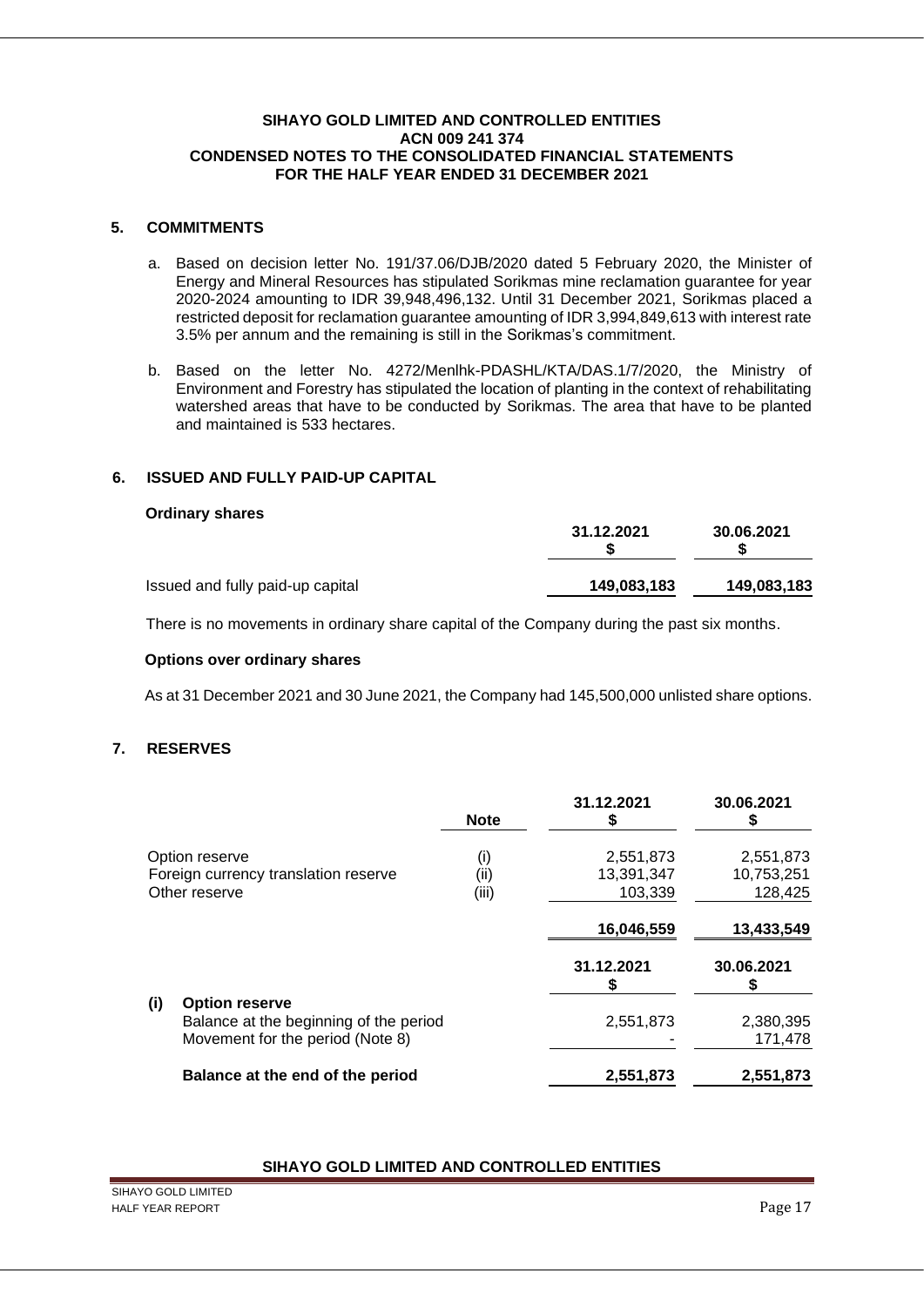**SIHAYO GOLD LIMITED AND CONTROLLED ENTITIES**
**ACN 009 241 374**
**CONDENSED NOTES TO THE CONSOLIDATED FINANCIAL STATEMENTS**
**FOR THE HALF YEAR ENDED 31 DECEMBER 2021**

## 5. COMMITMENTS

a. Based on decision letter No. 191/37.06/DJB/2020 dated 5 February 2020, the Minister of Energy and Mineral Resources has stipulated Sorikmas mine reclamation guarantee for year 2020-2024 amounting to IDR 39,948,496,132. Until 31 December 2021, Sorikmas placed a restricted deposit for reclamation guarantee amounting of IDR 3,994,849,613 with interest rate 3.5% per annum and the remaining is still in the Sorikmas's commitment.

b. Based on the letter No. 4272/Menlhk-PDASHL/KTA/DAS.1/7/2020, the Ministry of Environment and Forestry has stipulated the location of planting in the context of rehabilitating watershed areas that have to be conducted by Sorikmas. The area that have to be planted and maintained is 533 hectares.

## 6. ISSUED AND FULLY PAID-UP CAPITAL

**Ordinary shares**

| | 31.12.2021 $ | 30.06.2021 $ |
|---|---|---|
| Issued and fully paid-up capital | **149,083,183** | **149,083,183** |

There is no movements in ordinary share capital of the Company during the past six months.

**Options over ordinary shares**

As at 31 December 2021 and 30 June 2021, the Company had 145,500,000 unlisted share options.

## 7. RESERVES

| | Note | 31.12.2021 $ | 30.06.2021 $ |
|---|---|---|---|
| Option reserve | (i) | 2,551,873 | 2,551,873 |
| Foreign currency translation reserve | (ii) | 13,391,347 | 10,753,251 |
| Other reserve | (iii) | 103,339 | 128,425 |
| | | **16,046,559** | **13,433,549** |

| | 31.12.2021 $ | 30.06.2021 $ |
|---|---|---|
| **(i) Option reserve** | | |
| Balance at the beginning of the period | 2,551,873 | 2,380,395 |
| Movement for the period (Note 8) | - | 171,478 |
| **Balance at the end of the period** | **2,551,873** | **2,551,873** |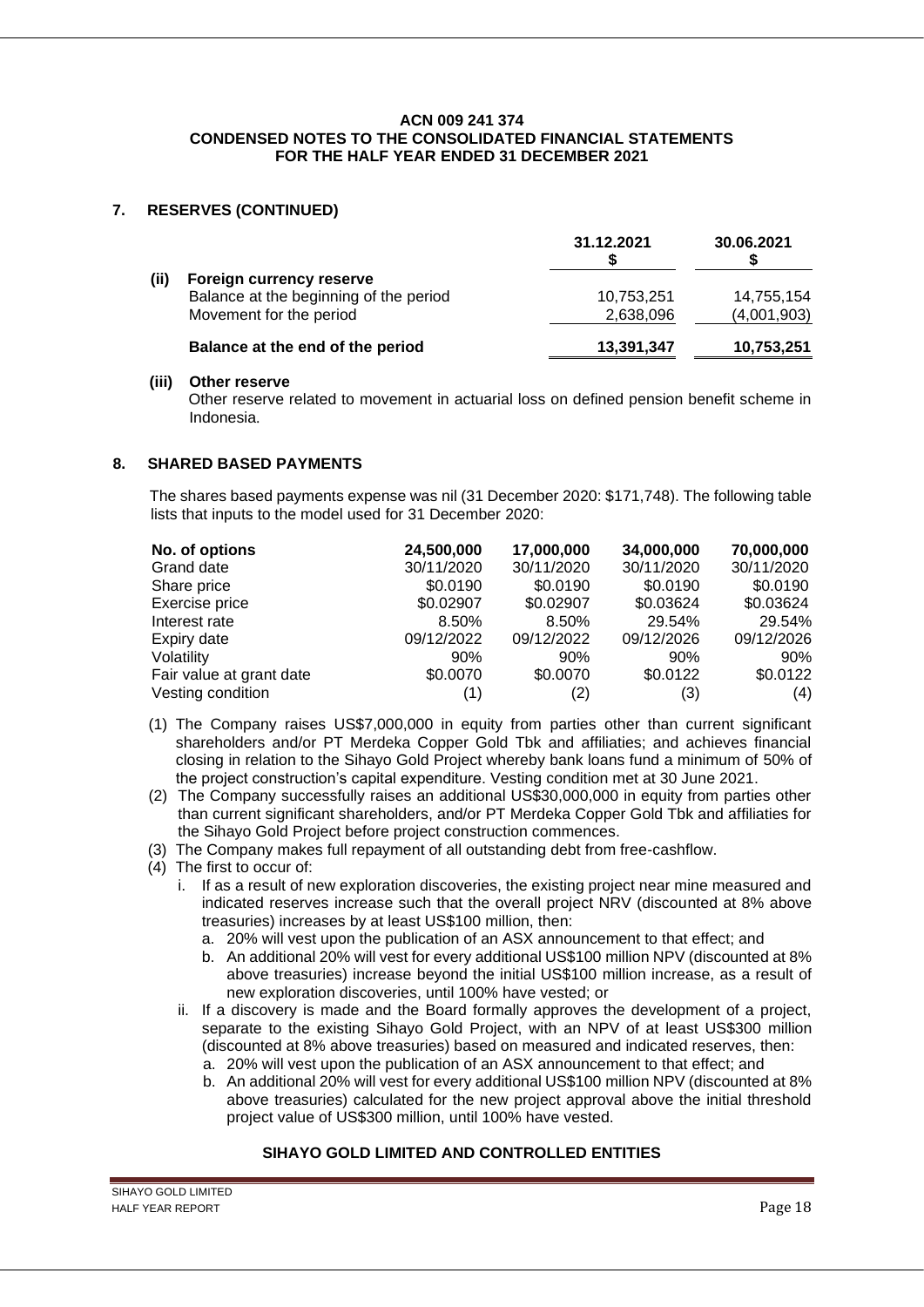## 7. RESERVES (CONTINUED)

| | 31.12.2021<br>$ | 30.06.2021<br>$ |
|---|---|---|
| **(ii) Foreign currency reserve** | | |
| Balance at the beginning of the period | 10,753,251 | 14,755,154 |
| Movement for the period | 2,638,096 | (4,001,903) |
| **Balance at the end of the period** | **13,391,347** | **10,753,251** |

**(iii) Other reserve**

Other reserve related to movement in actuarial loss on defined pension benefit scheme in Indonesia.

## 8. SHARED BASED PAYMENTS

The shares based payments expense was nil (31 December 2020: $171,748). The following table lists that inputs to the model used for 31 December 2020:

| **No. of options** | **24,500,000** | **17,000,000** | **34,000,000** | **70,000,000** |
|---|---|---|---|---|
| Grand date | 30/11/2020 | 30/11/2020 | 30/11/2020 | 30/11/2020 |
| Share price | $0.0190 | $0.0190 | $0.0190 | $0.0190 |
| Exercise price | $0.02907 | $0.02907 | $0.03624 | $0.03624 |
| Interest rate | 8.50% | 8.50% | 29.54% | 29.54% |
| Expiry date | 09/12/2022 | 09/12/2022 | 09/12/2026 | 09/12/2026 |
| Volatility | 90% | 90% | 90% | 90% |
| Fair value at grant date | $0.0070 | $0.0070 | $0.0122 | $0.0122 |
| Vesting condition | (1) | (2) | (3) | (4) |

(1) The Company raises US$7,000,000 in equity from parties other than current significant shareholders and/or PT Merdeka Copper Gold Tbk and affiliaties; and achieves financial closing in relation to the Sihayo Gold Project whereby bank loans fund a minimum of 50% of the project construction's capital expenditure. Vesting condition met at 30 June 2021.

(2) The Company successfully raises an additional US$30,000,000 in equity from parties other than current significant shareholders, and/or PT Merdeka Copper Gold Tbk and affiliates for the Sihayo Gold Project before project construction commences.

(3) The Company makes full repayment of all outstanding debt from free-cashflow.

(4) The first to occur of:

   i. If as a result of new exploration discoveries, the existing project near mine measured and indicated reserves increase such that the overall project NRV (discounted at 8% above treasuries) increases by at least US$100 million, then:
      a. 20% will vest upon the publication of an ASX announcement to that effect; and
      b. An additional 20% will vest for every additional US$100 million NPV (discounted at 8% above treasuries) increase beyond the initial US$100 million increase, as a result of new exploration discoveries, until 100% have vested; or

   ii. If a discovery is made and the Board formally approves the development of a project, separate to the existing Sihayo Gold Project, with an NPV of at least US$300 million (discounted at 8% above treasuries) based on measured and indicated reserves, then:
      a. 20% will vest upon the publication of an ASX announcement to that effect; and
      b. An additional 20% will vest for every additional US$100 million NPV (discounted at 8% above treasuries) calculated for the new project approval above the initial threshold project value of US$300 million, until 100% have vested.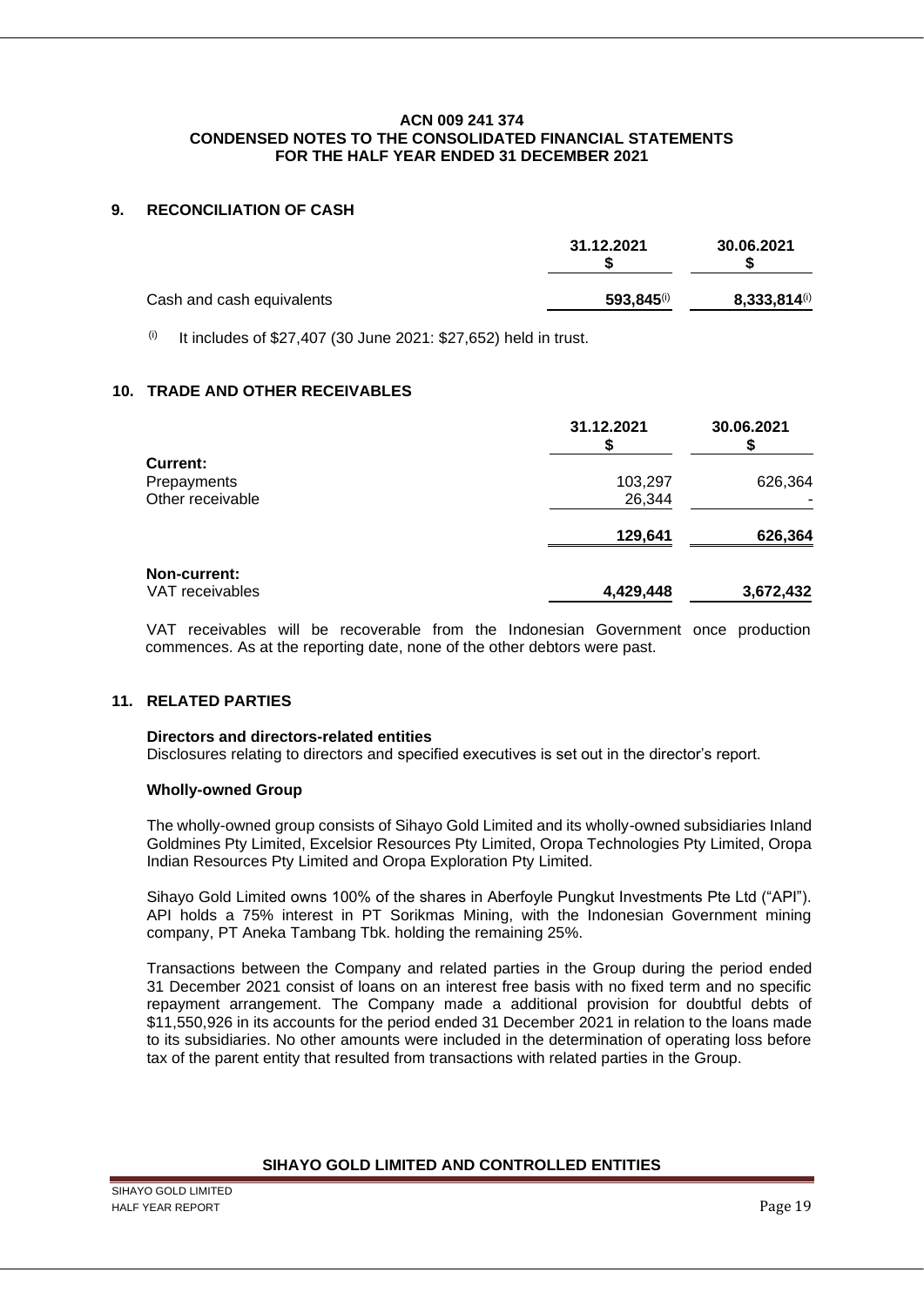ACN 009 241 374
CONDENSED NOTES TO THE CONSOLIDATED FINANCIAL STATEMENTS
FOR THE HALF YEAR ENDED 31 DECEMBER 2021

## 9. RECONCILIATION OF CASH

| | 31.12.2021<br>$ | 30.06.2021<br>$ |
|---|---|---|
| Cash and cash equivalents | **593,845**[(i)] | **8,333,814**[(i)] |

[(i)] It includes of $27,407 (30 June 2021: $27,652) held in trust.

## 10. TRADE AND OTHER RECEIVABLES

| | 31.12.2021<br>$ | 30.06.2021<br>$ |
|---|---|---|
| **Current:** | | |
| Prepayments | 103,297 | 626,364 |
| Other receivable | 26,344 | - |
| | **129,641** | **626,364** |
| **Non-current:** | | |
| VAT receivables | **4,429,448** | **3,672,432** |

VAT receivables will be recoverable from the Indonesian Government once production commences. As at the reporting date, none of the other debtors were past.

## 11. RELATED PARTIES

**Directors and directors-related entities**
Disclosures relating to directors and specified executives is set out in the director's report.

**Wholly-owned Group**

The wholly-owned group consists of Sihayo Gold Limited and its wholly-owned subsidiaries Inland Goldmines Pty Limited, Excelsior Resources Pty Limited, Oropa Technologies Pty Limited, Oropa Indian Resources Pty Limited and Oropa Exploration Pty Limited.

Sihayo Gold Limited owns 100% of the shares in Aberfoyle Pungkut Investments Pte Ltd ("API"). API holds a 75% interest in PT Sorikmas Mining, with the Indonesian Government mining company, PT Aneka Tambang Tbk. holding the remaining 25%.

Transactions between the Company and related parties in the Group during the period ended 31 December 2021 consist of loans on an interest free basis with no fixed term and no specific repayment arrangement. The Company made a additional provision for doubtful debts of $11,550,926 in its accounts for the period ended 31 December 2021 in relation to the loans made to its subsidiaries. No other amounts were included in the determination of operating loss before tax of the parent entity that resulted from transactions with related parties in the Group.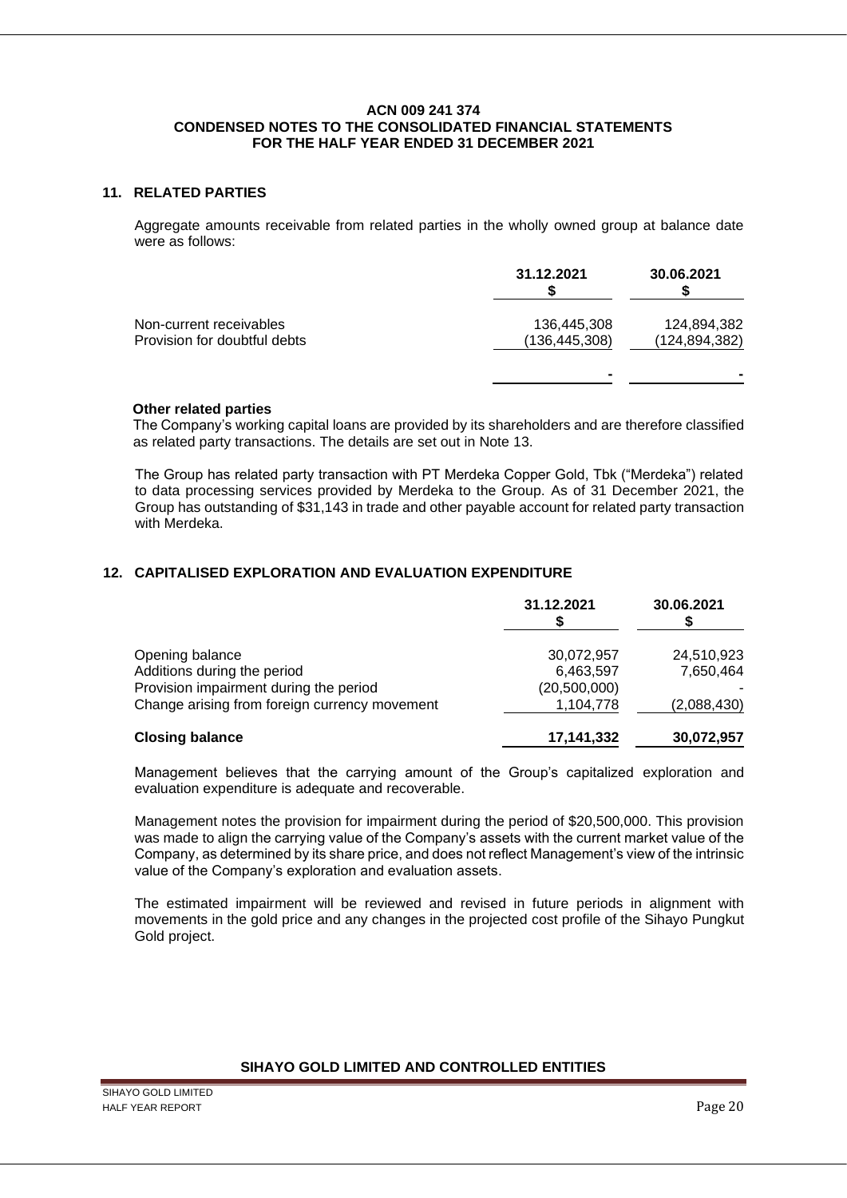**ACN 009 241 374**
**CONDENSED NOTES TO THE CONSOLIDATED FINANCIAL STATEMENTS**
**FOR THE HALF YEAR ENDED 31 DECEMBER 2021**

## 11. RELATED PARTIES

Aggregate amounts receivable from related parties in the wholly owned group at balance date were as follows:

| | 31.12.2021 $ | 30.06.2021 $ |
|---|---|---|
| Non-current receivables | 136,445,308 | 124,894,382 |
| Provision for doubtful debts | (136,445,308) | (124,894,382) |
| | - | - |

**Other related parties**

The Company's working capital loans are provided by its shareholders and are therefore classified as related party transactions. The details are set out in Note 13.

The Group has related party transaction with PT Merdeka Copper Gold, Tbk ("Merdeka") related to data processing services provided by Merdeka to the Group. As of 31 December 2021, the Group has outstanding of $31,143 in trade and other payable account for related party transaction with Merdeka.

## 12. CAPITALISED EXPLORATION AND EVALUATION EXPENDITURE

| | 31.12.2021 $ | 30.06.2021 $ |
|---|---|---|
| Opening balance | 30,072,957 | 24,510,923 |
| Additions during the period | 6,463,597 | 7,650,464 |
| Provision impairment during the period | (20,500,000) | - |
| Change arising from foreign currency movement | 1,104,778 | (2,088,430) |
| **Closing balance** | **17,141,332** | **30,072,957** |

Management believes that the carrying amount of the Group's capitalized exploration and evaluation expenditure is adequate and recoverable.

Management notes the provision for impairment during the period of $20,500,000. This provision was made to align the carrying value of the Company's assets with the current market value of the Company, as determined by its share price, and does not reflect Management's view of the intrinsic value of the Company's exploration and evaluation assets.

The estimated impairment will be reviewed and revised in future periods in alignment with movements in the gold price and any changes in the projected cost profile of the Sihayo Pungkut Gold project.

**SIHAYO GOLD LIMITED AND CONTROLLED ENTITIES**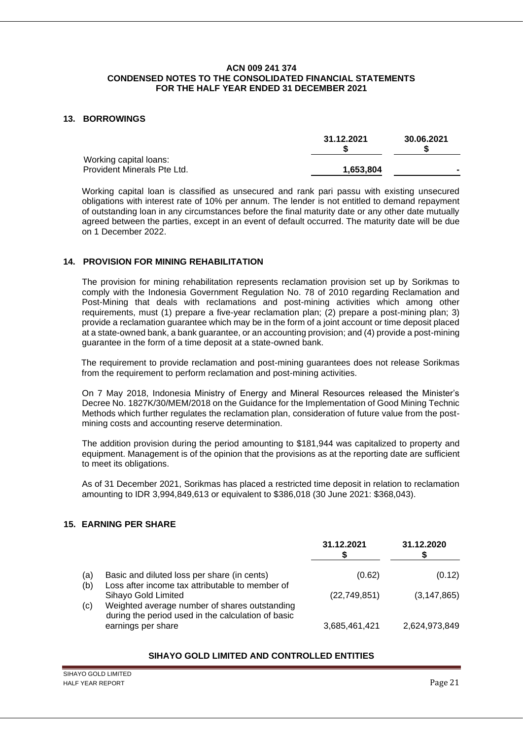ACN 009 241 374
CONDENSED NOTES TO THE CONSOLIDATED FINANCIAL STATEMENTS
FOR THE HALF YEAR ENDED 31 DECEMBER 2021

## 13. BORROWINGS

| | 31.12.2021<br>$ | 30.06.2021<br>$ |
|---|---|---|
| Working capital loans: | | |
| Provident Minerals Pte Ltd. | **1,653,804** | - |

Working capital loan is classified as unsecured and rank pari passu with existing unsecured obligations with interest rate of 10% per annum. The lender is not entitled to demand repayment of outstanding loan in any circumstances before the final maturity date or any other date mutually agreed between the parties, except in an event of default occurred. The maturity date will be due on 1 December 2022.

## 14. PROVISION FOR MINING REHABILITATION

The provision for mining rehabilitation represents reclamation provision set up by Sorikmas to comply with the Indonesia Government Regulation No. 78 of 2010 regarding Reclamation and Post-Mining that deals with reclamations and post-mining activities which among other requirements, must (1) prepare a five-year reclamation plan; (2) prepare a post-mining plan; 3) provide a reclamation guarantee which may be in the form of a joint account or time deposit placed at a state-owned bank, a bank guarantee, or an accounting provision; and (4) provide a post-mining guarantee in the form of a time deposit at a state-owned bank.

The requirement to provide reclamation and post-mining guarantees does not release Sorikmas from the requirement to perform reclamation and post-mining activities.

On 7 May 2018, Indonesia Ministry of Energy and Mineral Resources released the Minister's Decree No. 1827K/30/MEM/2018 on the Guidance for the Implementation of Good Mining Technic Methods which further regulates the reclamation plan, consideration of future value from the post-mining costs and accounting reserve determination.

The addition provision during the period amounting to $181,944 was capitalized to property and equipment. Management is of the opinion that the provisions as at the reporting date are sufficient to meet its obligations.

As of 31 December 2021, Sorikmas has placed a restricted time deposit in relation to reclamation amounting to IDR 3,994,849,613 or equivalent to $386,018 (30 June 2021: $368,043).

## 15. EARNING PER SHARE

| | | 31.12.2021<br>$ | 31.12.2020<br>$ |
|---|---|---|---|
| (a) | Basic and diluted loss per share (in cents) | (0.62) | (0.12) |
| (b) | Loss after income tax attributable to member of Sihayo Gold Limited | (22,749,851) | (3,147,865) |
| (c) | Weighted average number of shares outstanding during the period used in the calculation of basic earnings per share | 3,685,461,421 | 2,624,973,849 |

**SIHAYO GOLD LIMITED AND CONTROLLED ENTITIES**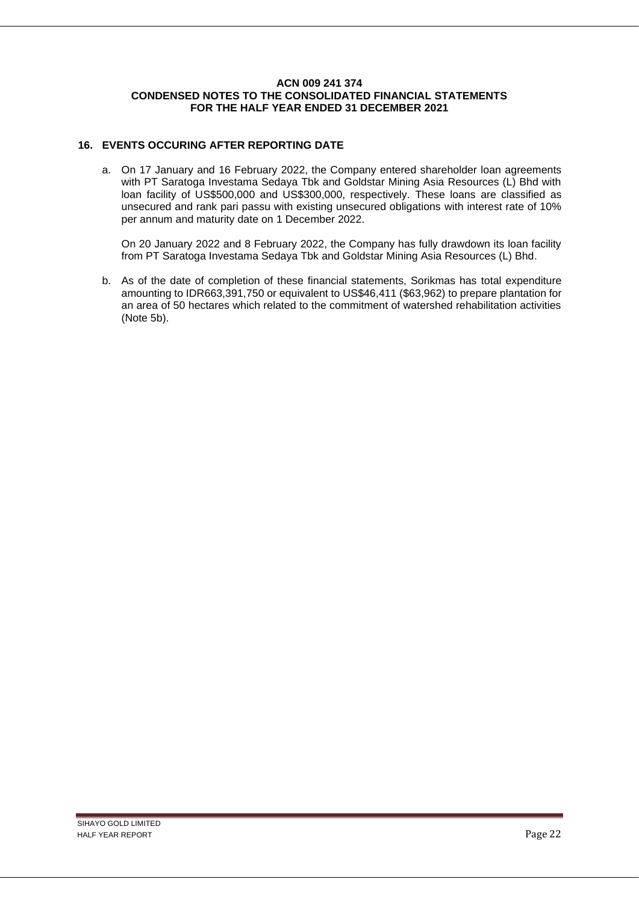**ACN 009 241 374**
**CONDENSED NOTES TO THE CONSOLIDATED FINANCIAL STATEMENTS**
**FOR THE HALF YEAR ENDED 31 DECEMBER 2021**

## 16. EVENTS OCCURING AFTER REPORTING DATE

a. On 17 January and 16 February 2022, the Company entered shareholder loan agreements with PT Saratoga Investama Sedaya Tbk and Goldstar Mining Asia Resources (L) Bhd with loan facility of US$500,000 and US$300,000, respectively. These loans are classified as unsecured and rank pari passu with existing unsecured obligations with interest rate of 10% per annum and maturity date on 1 December 2022.

   On 20 January 2022 and 8 February 2022, the Company has fully drawdown its loan facility from PT Saratoga Investama Sedaya Tbk and Goldstar Mining Asia Resources (L) Bhd.

b. As of the date of completion of these financial statements, Sorikmas has total expenditure amounting to IDR663,391,750 or equivalent to US$46,411 ($63,962) to prepare plantation for an area of 50 hectares which related to the commitment of watershed rehabilitation activities (Note 5b).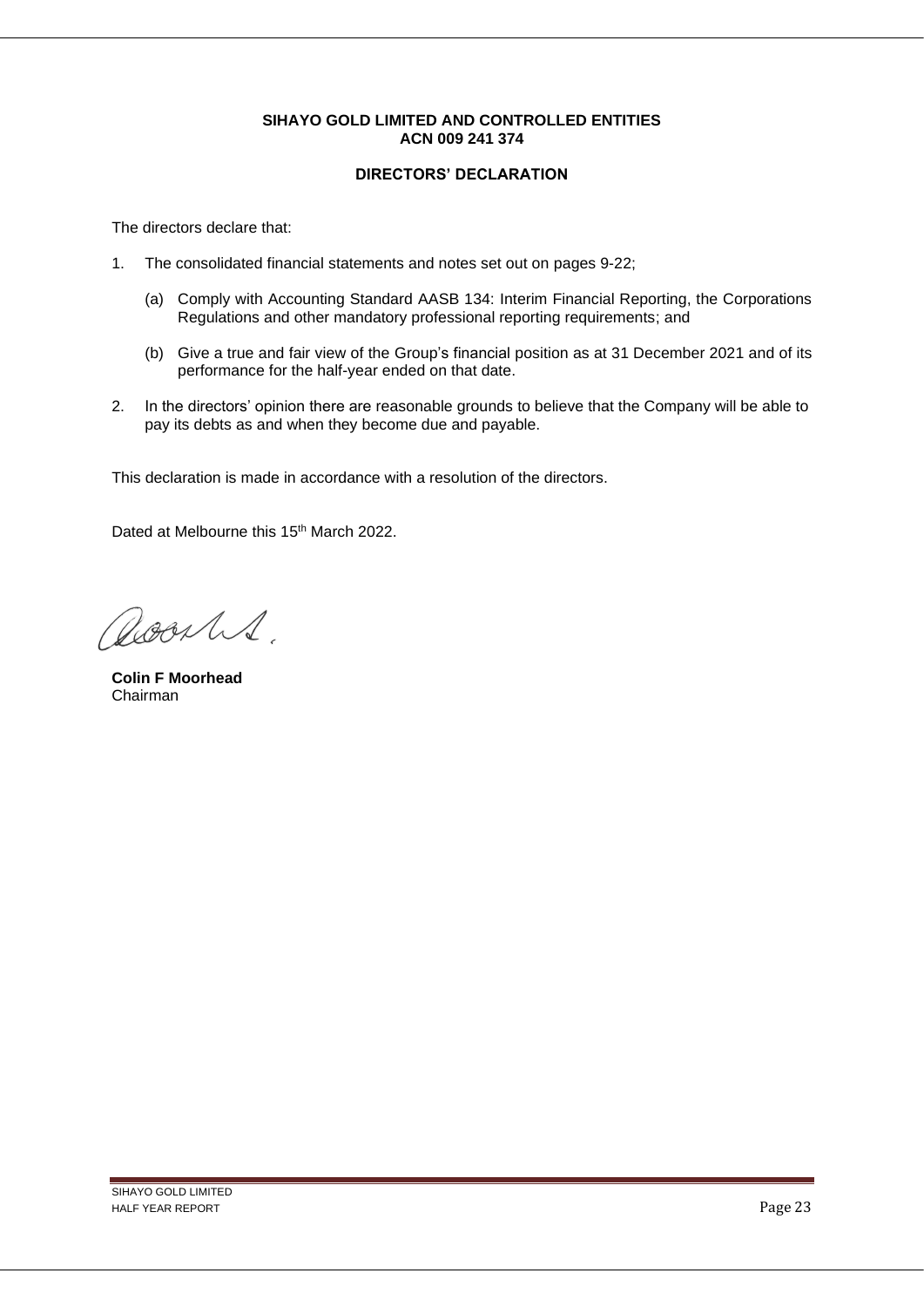**SIHAYO GOLD LIMITED AND CONTROLLED ENTITIES**
**ACN 009 241 374**

## DIRECTORS' DECLARATION

The directors declare that:

1. The consolidated financial statements and notes set out on pages 9-22;

   (a) Comply with Accounting Standard AASB 134: Interim Financial Reporting, the Corporations Regulations and other mandatory professional reporting requirements; and

   (b) Give a true and fair view of the Group's financial position as at 31 December 2021 and of its performance for the half-year ended on that date.

2. In the directors' opinion there are reasonable grounds to believe that the Company will be able to pay its debts as and when they become due and payable.

This declaration is made in accordance with a resolution of the directors.

Dated at Melbourne this 15th March 2022.

**Colin F Moorhead**
Chairman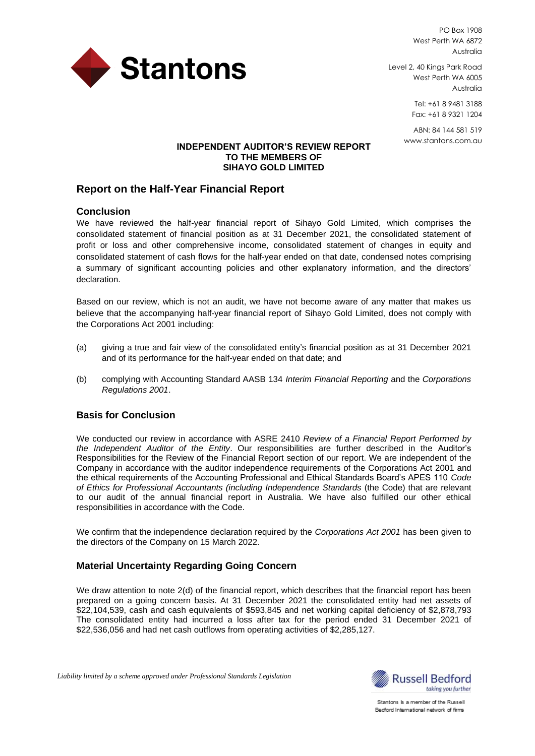**Stantons**

PO Box 1908
West Perth WA 6872
Australia

Level 2, 40 Kings Park Road
West Perth WA 6005
Australia

Tel: +61 8 9481 3188
Fax: +61 8 9321 1204

ABN: 84 144 581 519
www.stantons.com.au

**INDEPENDENT AUDITOR'S REVIEW REPORT TO THE MEMBERS OF SIHAYO GOLD LIMITED**

## Report on the Half-Year Financial Report

### Conclusion

We have reviewed the half-year financial report of Sihayo Gold Limited, which comprises the consolidated statement of financial position as at 31 December 2021, the consolidated statement of profit or loss and other comprehensive income, consolidated statement of changes in equity and consolidated statement of cash flows for the half-year ended on that date, condensed notes comprising a summary of significant accounting policies and other explanatory information, and the directors' declaration.

Based on our review, which is not an audit, we have not become aware of any matter that makes us believe that the accompanying half-year financial report of Sihayo Gold Limited, does not comply with the Corporations Act 2001 including:

(a) giving a true and fair view of the consolidated entity's financial position as at 31 December 2021 and of its performance for the half-year ended on that date; and

(b) complying with Accounting Standard AASB 134 *Interim Financial Reporting* and the *Corporations Regulations 2001*.

### Basis for Conclusion

We conducted our review in accordance with ASRE 2410 *Review of a Financial Report Performed by the Independent Auditor of the Entity*. Our responsibilities are further described in the Auditor's Responsibilities for the Review of the Financial Report section of our report. We are independent of the Company in accordance with the auditor independence requirements of the Corporations Act 2001 and the ethical requirements of the Accounting Professional and Ethical Standards Board's APES 110 *Code of Ethics for Professional Accountants (including Independence Standards* (the Code) that are relevant to our audit of the annual financial report in Australia. We have also fulfilled our other ethical responsibilities in accordance with the Code.

We confirm that the independence declaration required by the *Corporations Act 2001* has been given to the directors of the Company on 15 March 2022.

### Material Uncertainty Regarding Going Concern

We draw attention to note 2(d) of the financial report, which describes that the financial report has been prepared on a going concern basis. At 31 December 2021 the consolidated entity had net assets of $22,104,539, cash and cash equivalents of $593,845 and net working capital deficiency of $2,878,793 The consolidated entity had incurred a loss after tax for the period ended 31 December 2021 of $22,536,056 and had net cash outflows from operating activities of $2,285,127.

*Liability limited by a scheme approved under Professional Standards Legislation*

Russell Bedford
taking you further

Stantons is a member of the Russell Bedford International network of firms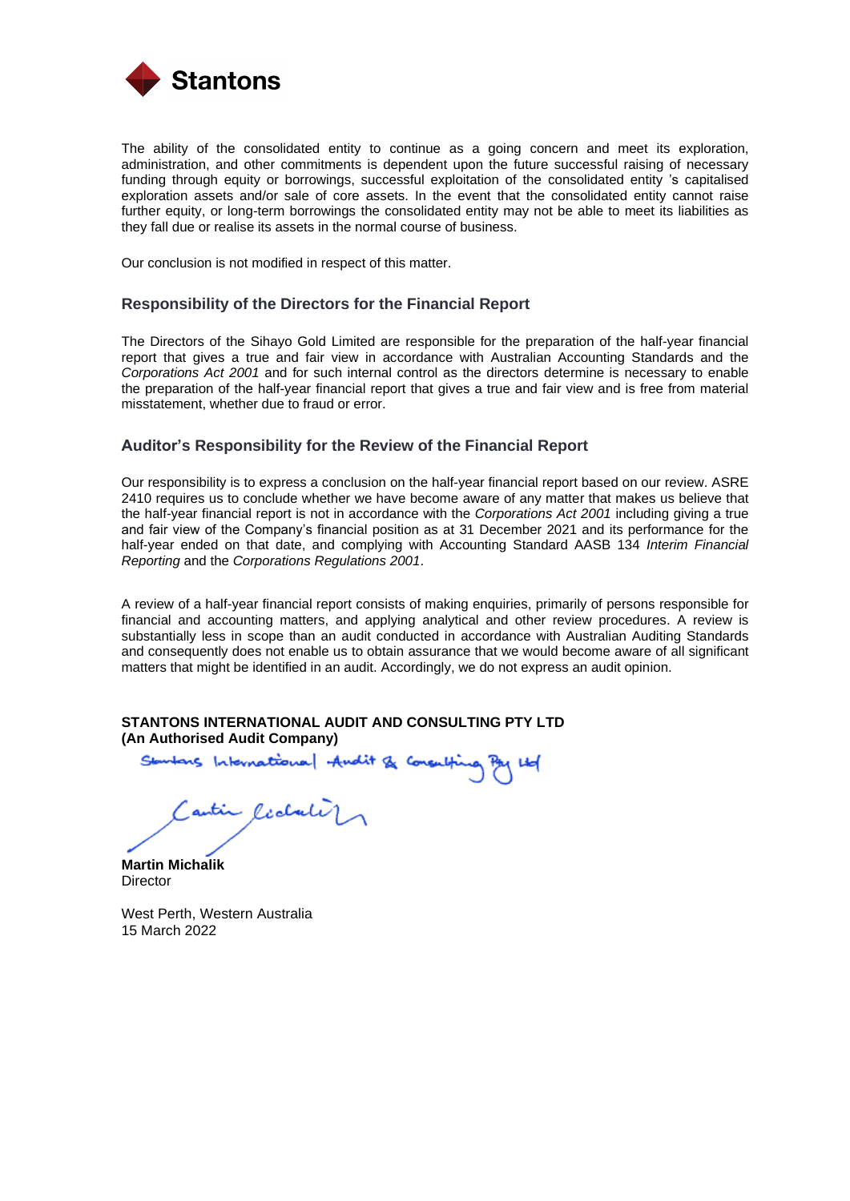The ability of the consolidated entity to continue as a going concern and meet its exploration, administration, and other commitments is dependent upon the future successful raising of necessary funding through equity or borrowings, successful exploitation of the consolidated entity 's capitalised exploration assets and/or sale of core assets. In the event that the consolidated entity cannot raise further equity, or long-term borrowings the consolidated entity may not be able to meet its liabilities as they fall due or realise its assets in the normal course of business.

Our conclusion is not modified in respect of this matter.

## Responsibility of the Directors for the Financial Report

The Directors of the Sihayo Gold Limited are responsible for the preparation of the half-year financial report that gives a true and fair view in accordance with Australian Accounting Standards and the *Corporations Act 2001* and for such internal control as the directors determine is necessary to enable the preparation of the half-year financial report that gives a true and fair view and is free from material misstatement, whether due to fraud or error.

## Auditor's Responsibility for the Review of the Financial Report

Our responsibility is to express a conclusion on the half-year financial report based on our review. ASRE 2410 requires us to conclude whether we have become aware of any matter that makes us believe that the half-year financial report is not in accordance with the *Corporations Act 2001* including giving a true and fair view of the Company's financial position as at 31 December 2021 and its performance for the half-year ended on that date, and complying with Accounting Standard AASB 134 *Interim Financial Reporting* and the *Corporations Regulations 2001*.

A review of a half-year financial report consists of making enquiries, primarily of persons responsible for financial and accounting matters, and applying analytical and other review procedures. A review is substantially less in scope than an audit conducted in accordance with Australian Auditing Standards and consequently does not enable us to obtain assurance that we would become aware of all significant matters that might be identified in an audit. Accordingly, we do not express an audit opinion.

**STANTONS INTERNATIONAL AUDIT AND CONSULTING PTY LTD**
**(An Authorised Audit Company)**

Stantons International Audit & Consulting Pty Ltd

**Martin Michalik**
Director

West Perth, Western Australia
15 March 2022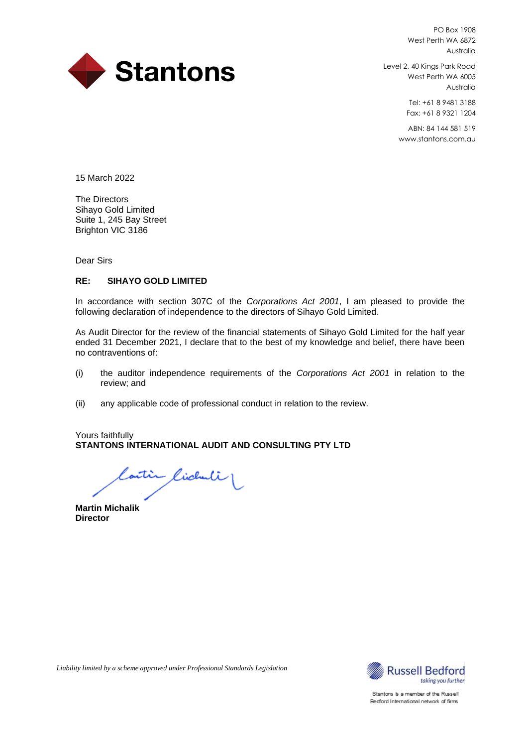PO Box 1908
West Perth WA 6872
Australia

Level 2, 40 Kings Park Road
West Perth WA 6005
Australia

Tel: +61 8 9481 3188
Fax: +61 8 9321 1204

ABN: 84 144 581 519
www.stantons.com.au

15 March 2022

The Directors
Sihayo Gold Limited
Suite 1, 245 Bay Street
Brighton VIC 3186

Dear Sirs

**RE: SIHAYO GOLD LIMITED**

In accordance with section 307C of the *Corporations Act 2001*, I am pleased to provide the following declaration of independence to the directors of Sihayo Gold Limited.

As Audit Director for the review of the financial statements of Sihayo Gold Limited for the half year ended 31 December 2021, I declare that to the best of my knowledge and belief, there have been no contraventions of:

(i) the auditor independence requirements of the *Corporations Act 2001* in relation to the review; and

(ii) any applicable code of professional conduct in relation to the review.

Yours faithfully
**STANTONS INTERNATIONAL AUDIT AND CONSULTING PTY LTD**

**Martin Michalik**
**Director**

*Liability limited by a scheme approved under Professional Standards Legislation*

Russell Bedford
taking you further

Stantons is a member of the Russell Bedford International network of firms